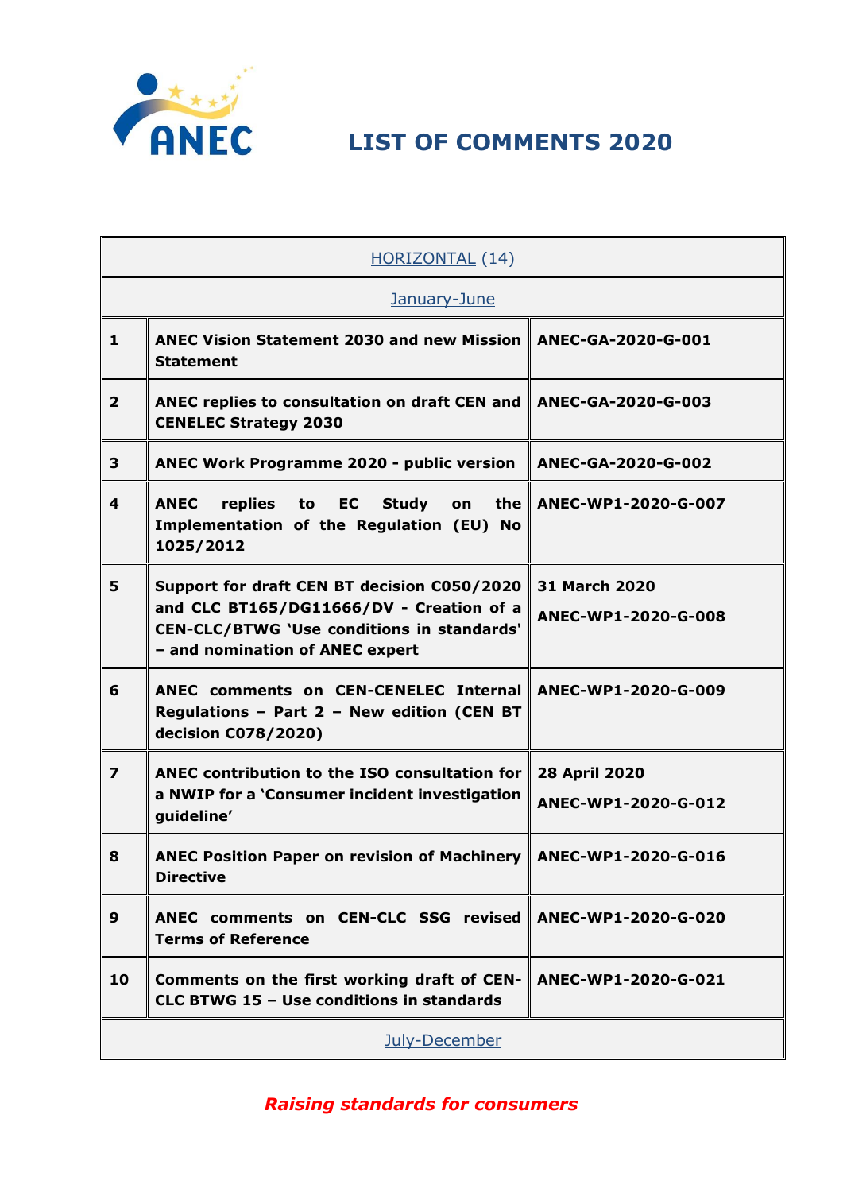# LIST OF COMMENTS 2020

| HORIZONTAL (14) | | |
|---|---|---|
| January-June | | |
| **1** | **ANEC Vision Statement 2030 and new Mission Statement** | **ANEC-GA-2020-G-001** |
| **2** | **ANEC replies to consultation on draft CEN and CENELEC Strategy 2030** | **ANEC-GA-2020-G-003** |
| **3** | **ANEC Work Programme 2020 - public version** | **ANEC-GA-2020-G-002** |
| **4** | **ANEC replies to EC Study on the Implementation of the Regulation (EU) No 1025/2012** | **ANEC-WP1-2020-G-007** |
| **5** | **Support for draft CEN BT decision C050/2020 and CLC BT165/DG11666/DV - Creation of a CEN-CLC/BTWG 'Use conditions in standards' – and nomination of ANEC expert** | **31 March 2020**<br>**ANEC-WP1-2020-G-008** |
| **6** | **ANEC comments on CEN-CENELEC Internal Regulations – Part 2 – New edition (CEN BT decision C078/2020)** | **ANEC-WP1-2020-G-009** |
| **7** | **ANEC contribution to the ISO consultation for a NWIP for a 'Consumer incident investigation guideline'** | **28 April 2020**<br>**ANEC-WP1-2020-G-012** |
| **8** | **ANEC Position Paper on revision of Machinery Directive** | **ANEC-WP1-2020-G-016** |
| **9** | **ANEC comments on CEN-CLC SSG revised Terms of Reference** | **ANEC-WP1-2020-G-020** |
| **10** | **Comments on the first working draft of CEN-CLC BTWG 15 – Use conditions in standards** | **ANEC-WP1-2020-G-021** |
| July-December | | |

*Raising standards for consumers*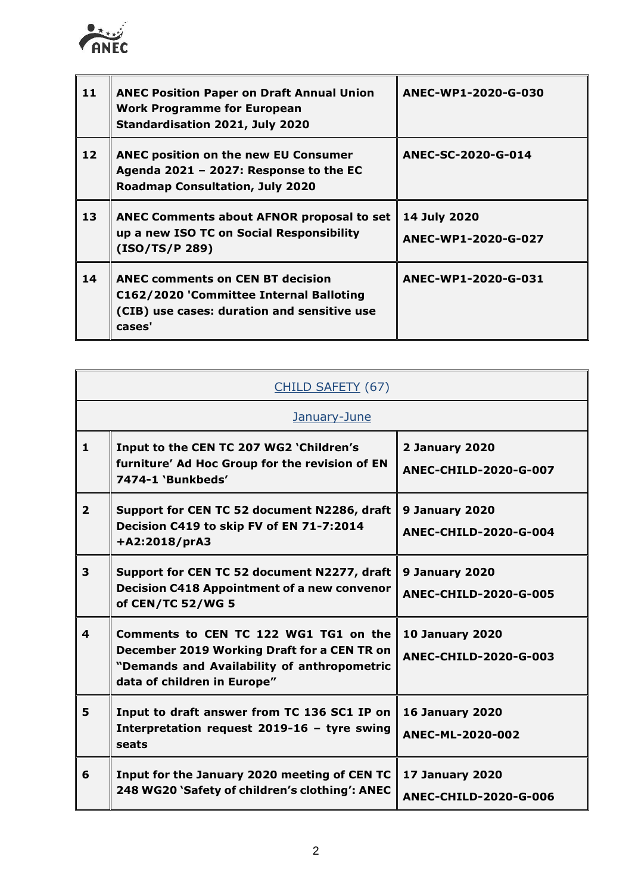| | | |
|---|---|---|
| **11** | **ANEC Position Paper on Draft Annual Union Work Programme for European Standardisation 2021, July 2020** | **ANEC-WP1-2020-G-030** |
| **12** | **ANEC position on the new EU Consumer Agenda 2021 – 2027: Response to the EC Roadmap Consultation, July 2020** | **ANEC-SC-2020-G-014** |
| **13** | **ANEC Comments about AFNOR proposal to set up a new ISO TC on Social Responsibility (ISO/TS/P 289)** | **14 July 2020**<br>**ANEC-WP1-2020-G-027** |
| **14** | **ANEC comments on CEN BT decision C162/2020 'Committee Internal Balloting (CIB) use cases: duration and sensitive use cases'** | **ANEC-WP1-2020-G-031** |

| CHILD SAFETY (67) | | |
|---|---|---|
| January-June | | |
| **1** | **Input to the CEN TC 207 WG2 'Children's furniture' Ad Hoc Group for the revision of EN 7474-1 'Bunkbeds'** | **2 January 2020**<br>**ANEC-CHILD-2020-G-007** |
| **2** | **Support for CEN TC 52 document N2286, draft Decision C419 to skip FV of EN 71-7:2014 +A2:2018/prA3** | **9 January 2020**<br>**ANEC-CHILD-2020-G-004** |
| **3** | **Support for CEN TC 52 document N2277, draft Decision C418 Appointment of a new convenor of CEN/TC 52/WG 5** | **9 January 2020**<br>**ANEC-CHILD-2020-G-005** |
| **4** | **Comments to CEN TC 122 WG1 TG1 on the December 2019 Working Draft for a CEN TR on "Demands and Availability of anthropometric data of children in Europe"** | **10 January 2020**<br>**ANEC-CHILD-2020-G-003** |
| **5** | **Input to draft answer from TC 136 SC1 IP on Interpretation request 2019-16 – tyre swing seats** | **16 January 2020**<br>**ANEC-ML-2020-002** |
| **6** | **Input for the January 2020 meeting of CEN TC 248 WG20 'Safety of children's clothing': ANEC** | **17 January 2020**<br>**ANEC-CHILD-2020-G-006** |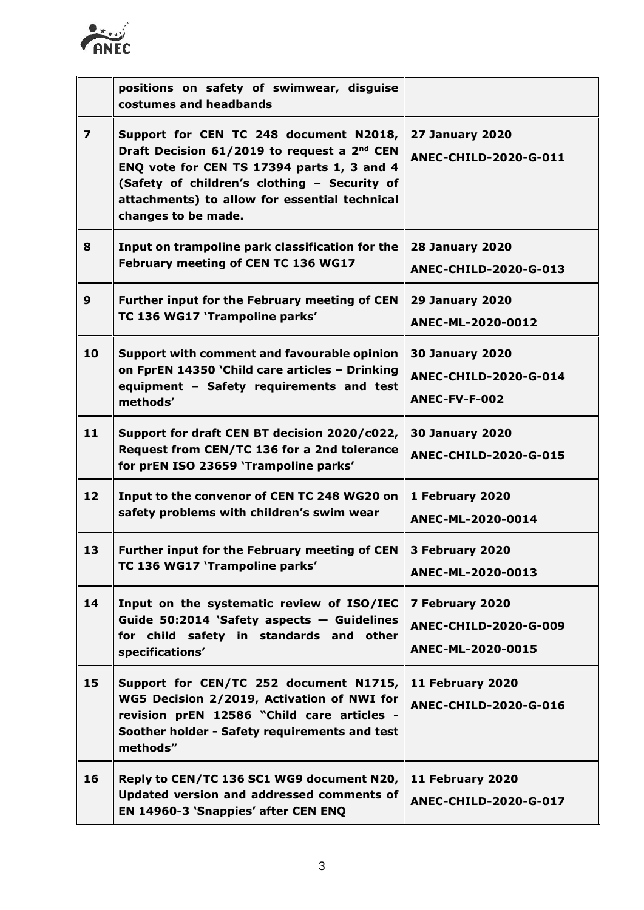| | | |
|---|---|---|
| | **positions on safety of swimwear, disguise costumes and headbands** | |
| **7** | **Support for CEN TC 248 document N2018, Draft Decision 61/2019 to request a 2nd CEN ENQ vote for CEN TS 17394 parts 1, 3 and 4 (Safety of children's clothing – Security of attachments) to allow for essential technical changes to be made.** | **27 January 2020**<br>**ANEC-CHILD-2020-G-011** |
| **8** | **Input on trampoline park classification for the February meeting of CEN TC 136 WG17** | **28 January 2020**<br>**ANEC-CHILD-2020-G-013** |
| **9** | **Further input for the February meeting of CEN TC 136 WG17 'Trampoline parks'** | **29 January 2020**<br>**ANEC-ML-2020-0012** |
| **10** | **Support with comment and favourable opinion on FprEN 14350 'Child care articles – Drinking equipment – Safety requirements and test methods'** | **30 January 2020**<br>**ANEC-CHILD-2020-G-014**<br>**ANEC-FV-F-002** |
| **11** | **Support for draft CEN BT decision 2020/c022, Request from CEN/TC 136 for a 2nd tolerance for prEN ISO 23659 'Trampoline parks'** | **30 January 2020**<br>**ANEC-CHILD-2020-G-015** |
| **12** | **Input to the convenor of CEN TC 248 WG20 on safety problems with children's swim wear** | **1 February 2020**<br>**ANEC-ML-2020-0014** |
| **13** | **Further input for the February meeting of CEN TC 136 WG17 'Trampoline parks'** | **3 February 2020**<br>**ANEC-ML-2020-0013** |
| **14** | **Input on the systematic review of ISO/IEC Guide 50:2014 'Safety aspects — Guidelines for child safety in standards and other specifications'** | **7 February 2020**<br>**ANEC-CHILD-2020-G-009**<br>**ANEC-ML-2020-0015** |
| **15** | **Support for CEN/TC 252 document N1715, WG5 Decision 2/2019, Activation of NWI for revision prEN 12586 "Child care articles - Soother holder - Safety requirements and test methods"** | **11 February 2020**<br>**ANEC-CHILD-2020-G-016** |
| **16** | **Reply to CEN/TC 136 SC1 WG9 document N20, Updated version and addressed comments of EN 14960-3 'Snappies' after CEN ENQ** | **11 February 2020**<br>**ANEC-CHILD-2020-G-017** |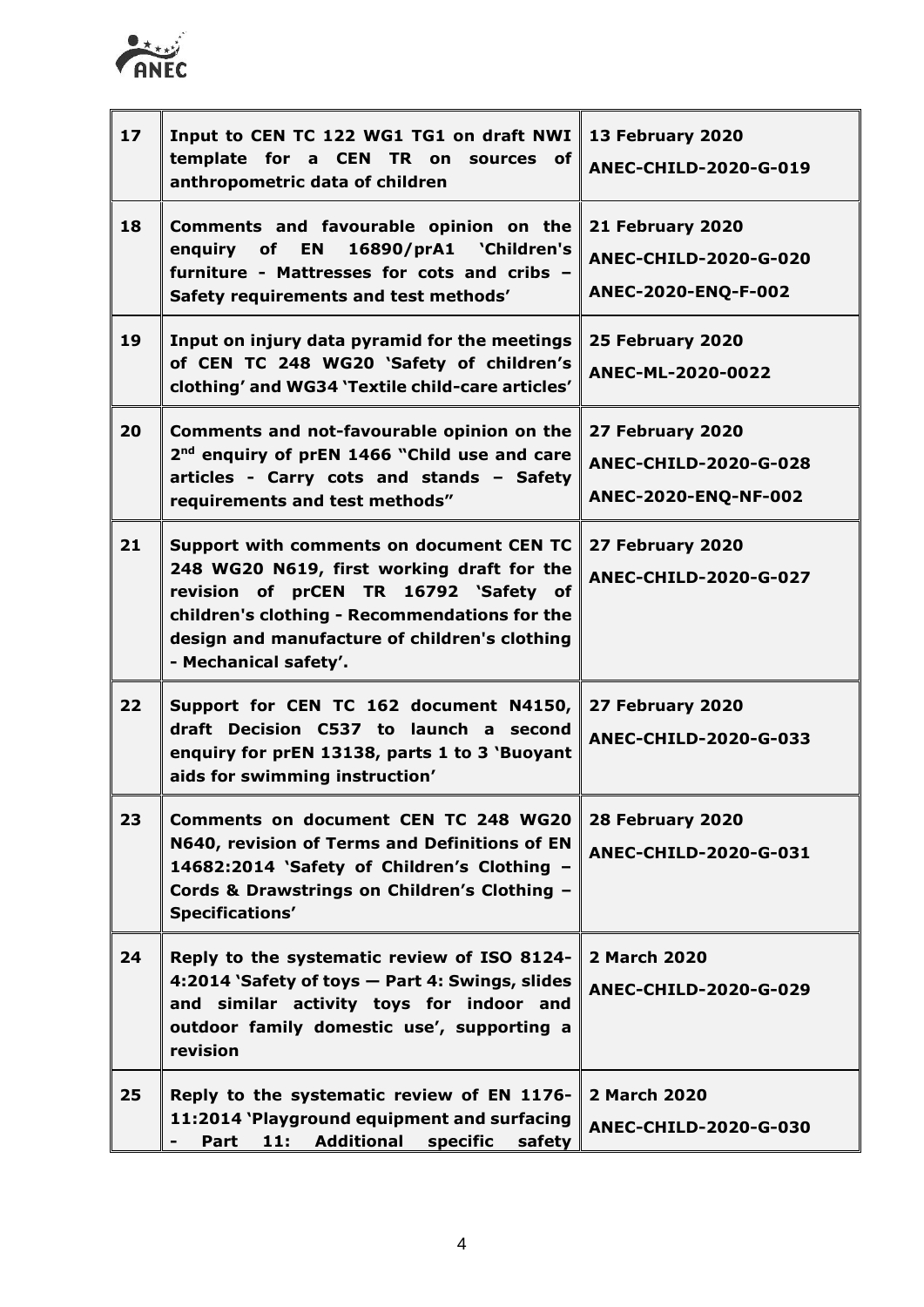| 17 | **Input to CEN TC 122 WG1 TG1 on draft NWI template for a CEN TR on sources of anthropometric data of children** | **13 February 2020**<br>**ANEC-CHILD-2020-G-019** |
|---|---|---|
| 18 | **Comments and favourable opinion on the enquiry of EN 16890/prA1 'Children's furniture - Mattresses for cots and cribs – Safety requirements and test methods'** | **21 February 2020**<br>**ANEC-CHILD-2020-G-020**<br>**ANEC-2020-ENQ-F-002** |
| 19 | **Input on injury data pyramid for the meetings of CEN TC 248 WG20 'Safety of children's clothing' and WG34 'Textile child-care articles'** | **25 February 2020**<br>**ANEC-ML-2020-0022** |
| 20 | **Comments and not-favourable opinion on the 2nd enquiry of prEN 1466 "Child use and care articles - Carry cots and stands – Safety requirements and test methods"** | **27 February 2020**<br>**ANEC-CHILD-2020-G-028**<br>**ANEC-2020-ENQ-NF-002** |
| 21 | **Support with comments on document CEN TC 248 WG20 N619, first working draft for the revision of prCEN TR 16792 'Safety of children's clothing - Recommendations for the design and manufacture of children's clothing - Mechanical safety'.** | **27 February 2020**<br>**ANEC-CHILD-2020-G-027** |
| 22 | **Support for CEN TC 162 document N4150, draft Decision C537 to launch a second enquiry for prEN 13138, parts 1 to 3 'Buoyant aids for swimming instruction'** | **27 February 2020**<br>**ANEC-CHILD-2020-G-033** |
| 23 | **Comments on document CEN TC 248 WG20 N640, revision of Terms and Definitions of EN 14682:2014 'Safety of Children's Clothing – Cords & Drawstrings on Children's Clothing – Specifications'** | **28 February 2020**<br>**ANEC-CHILD-2020-G-031** |
| 24 | **Reply to the systematic review of ISO 8124-4:2014 'Safety of toys — Part 4: Swings, slides and similar activity toys for indoor and outdoor family domestic use', supporting a revision** | **2 March 2020**<br>**ANEC-CHILD-2020-G-029** |
| 25 | **Reply to the systematic review of EN 1176-11:2014 'Playground equipment and surfacing - Part 11: Additional specific safety** | **2 March 2020**<br>**ANEC-CHILD-2020-G-030** |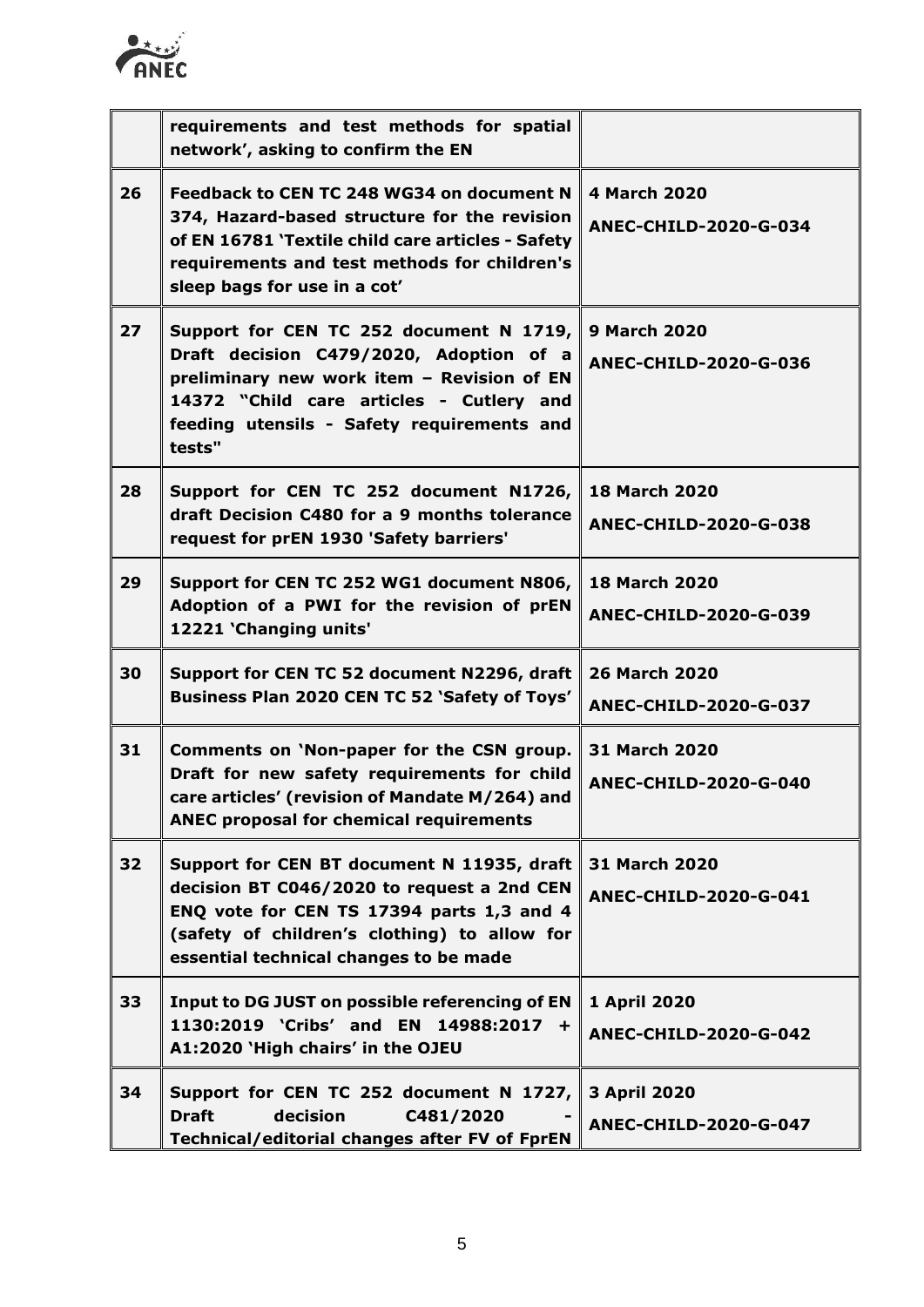| | | |
|---|---|---|
| | **requirements and test methods for spatial network', asking to confirm the EN** | |
| **26** | **Feedback to CEN TC 248 WG34 on document N 374, Hazard-based structure for the revision of EN 16781 'Textile child care articles - Safety requirements and test methods for children's sleep bags for use in a cot'** | **4 March 2020**<br>**ANEC-CHILD-2020-G-034** |
| **27** | **Support for CEN TC 252 document N 1719, Draft decision C479/2020, Adoption of a preliminary new work item – Revision of EN 14372 "Child care articles - Cutlery and feeding utensils - Safety requirements and tests"** | **9 March 2020**<br>**ANEC-CHILD-2020-G-036** |
| **28** | **Support for CEN TC 252 document N1726, draft Decision C480 for a 9 months tolerance request for prEN 1930 'Safety barriers'** | **18 March 2020**<br>**ANEC-CHILD-2020-G-038** |
| **29** | **Support for CEN TC 252 WG1 document N806, Adoption of a PWI for the revision of prEN 12221 'Changing units'** | **18 March 2020**<br>**ANEC-CHILD-2020-G-039** |
| **30** | **Support for CEN TC 52 document N2296, draft Business Plan 2020 CEN TC 52 'Safety of Toys'** | **26 March 2020**<br>**ANEC-CHILD-2020-G-037** |
| **31** | **Comments on 'Non-paper for the CSN group. Draft for new safety requirements for child care articles' (revision of Mandate M/264) and ANEC proposal for chemical requirements** | **31 March 2020**<br>**ANEC-CHILD-2020-G-040** |
| **32** | **Support for CEN BT document N 11935, draft decision BT C046/2020 to request a 2nd CEN ENQ vote for CEN TS 17394 parts 1,3 and 4 (safety of children's clothing) to allow for essential technical changes to be made** | **31 March 2020**<br>**ANEC-CHILD-2020-G-041** |
| **33** | **Input to DG JUST on possible referencing of EN 1130:2019 'Cribs' and EN 14988:2017 + A1:2020 'High chairs' in the OJEU** | **1 April 2020**<br>**ANEC-CHILD-2020-G-042** |
| **34** | **Support for CEN TC 252 document N 1727, Draft decision C481/2020 - Technical/editorial changes after FV of FprEN** | **3 April 2020**<br>**ANEC-CHILD-2020-G-047** |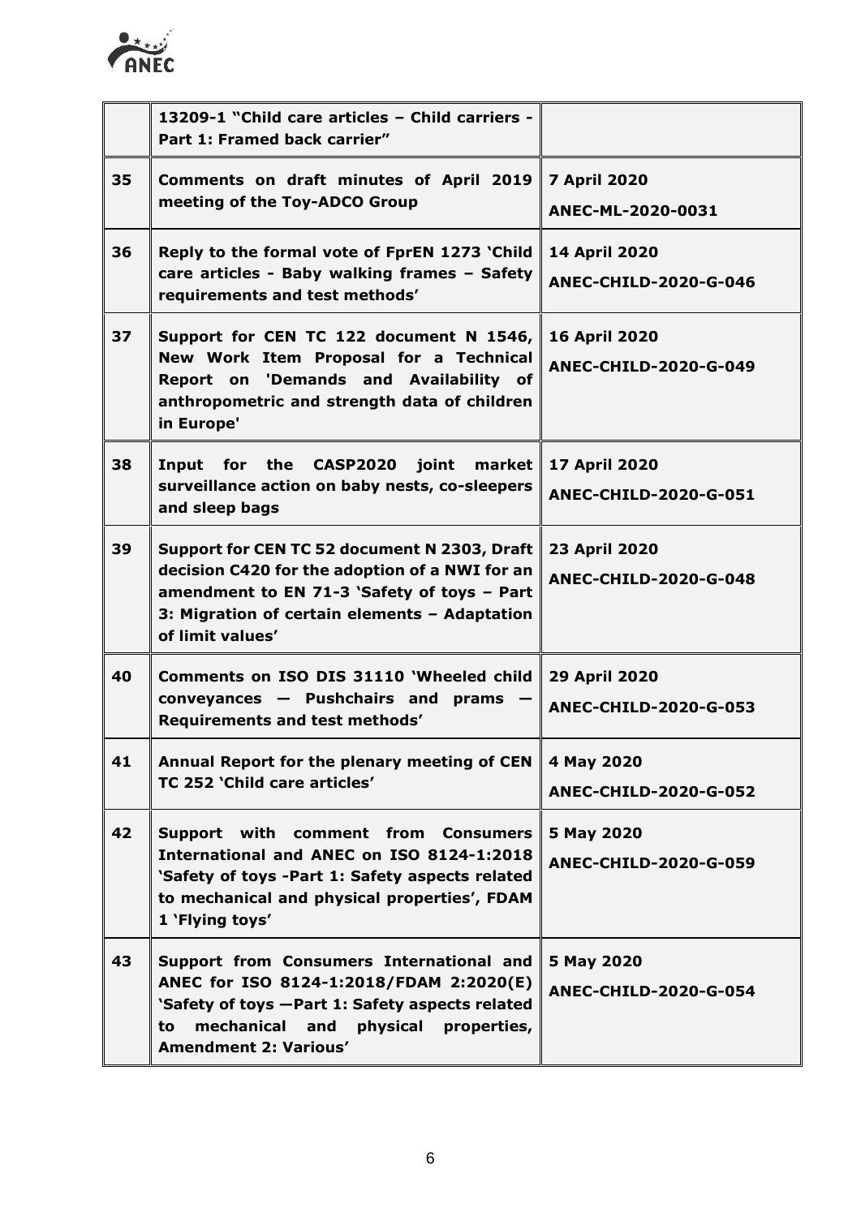| | | |
|---|---|---|
| | **13209-1 "Child care articles – Child carriers - Part 1: Framed back carrier"** | |
| **35** | **Comments on draft minutes of April 2019 meeting of the Toy-ADCO Group** | **7 April 2020**<br>**ANEC-ML-2020-0031** |
| **36** | **Reply to the formal vote of FprEN 1273 'Child care articles - Baby walking frames – Safety requirements and test methods'** | **14 April 2020**<br>**ANEC-CHILD-2020-G-046** |
| **37** | **Support for CEN TC 122 document N 1546, New Work Item Proposal for a Technical Report on 'Demands and Availability of anthropometric and strength data of children in Europe'** | **16 April 2020**<br>**ANEC-CHILD-2020-G-049** |
| **38** | **Input for the CASP2020 joint market surveillance action on baby nests, co-sleepers and sleep bags** | **17 April 2020**<br>**ANEC-CHILD-2020-G-051** |
| **39** | **Support for CEN TC 52 document N 2303, Draft decision C420 for the adoption of a NWI for an amendment to EN 71-3 'Safety of toys – Part 3: Migration of certain elements – Adaptation of limit values'** | **23 April 2020**<br>**ANEC-CHILD-2020-G-048** |
| **40** | **Comments on ISO DIS 31110 'Wheeled child conveyances — Pushchairs and prams — Requirements and test methods'** | **29 April 2020**<br>**ANEC-CHILD-2020-G-053** |
| **41** | **Annual Report for the plenary meeting of CEN TC 252 'Child care articles'** | **4 May 2020**<br>**ANEC-CHILD-2020-G-052** |
| **42** | **Support with comment from Consumers International and ANEC on ISO 8124-1:2018 'Safety of toys -Part 1: Safety aspects related to mechanical and physical properties', FDAM 1 'Flying toys'** | **5 May 2020**<br>**ANEC-CHILD-2020-G-059** |
| **43** | **Support from Consumers International and ANEC for ISO 8124-1:2018/FDAM 2:2020(E) 'Safety of toys —Part 1: Safety aspects related to mechanical and physical properties, Amendment 2: Various'** | **5 May 2020**<br>**ANEC-CHILD-2020-G-054** |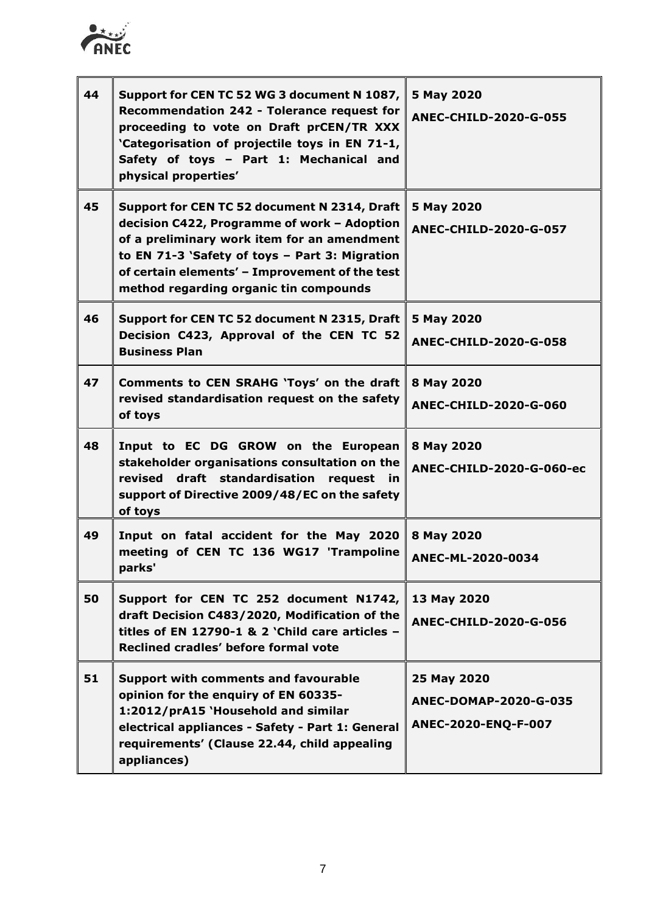| 44 | **Support for CEN TC 52 WG 3 document N 1087, Recommendation 242 - Tolerance request for proceeding to vote on Draft prCEN/TR XXX 'Categorisation of projectile toys in EN 71-1, Safety of toys – Part 1: Mechanical and physical properties'** | **5 May 2020**<br>**ANEC-CHILD-2020-G-055** |
|---|---|---|
| 45 | **Support for CEN TC 52 document N 2314, Draft decision C422, Programme of work – Adoption of a preliminary work item for an amendment to EN 71-3 'Safety of toys – Part 3: Migration of certain elements' – Improvement of the test method regarding organic tin compounds** | **5 May 2020**<br>**ANEC-CHILD-2020-G-057** |
| 46 | **Support for CEN TC 52 document N 2315, Draft Decision C423, Approval of the CEN TC 52 Business Plan** | **5 May 2020**<br>**ANEC-CHILD-2020-G-058** |
| 47 | **Comments to CEN SRAHG 'Toys' on the draft revised standardisation request on the safety of toys** | **8 May 2020**<br>**ANEC-CHILD-2020-G-060** |
| 48 | **Input to EC DG GROW on the European stakeholder organisations consultation on the revised draft standardisation request in support of Directive 2009/48/EC on the safety of toys** | **8 May 2020**<br>**ANEC-CHILD-2020-G-060-ec** |
| 49 | **Input on fatal accident for the May 2020 meeting of CEN TC 136 WG17 'Trampoline parks'** | **8 May 2020**<br>**ANEC-ML-2020-0034** |
| 50 | **Support for CEN TC 252 document N1742, draft Decision C483/2020, Modification of the titles of EN 12790-1 & 2 'Child care articles – Reclined cradles' before formal vote** | **13 May 2020**<br>**ANEC-CHILD-2020-G-056** |
| 51 | **Support with comments and favourable opinion for the enquiry of EN 60335-1:2012/prA15 'Household and similar electrical appliances - Safety - Part 1: General requirements' (Clause 22.44, child appealing appliances)** | **25 May 2020**<br>**ANEC-DOMAP-2020-G-035**<br>**ANEC-2020-ENQ-F-007** |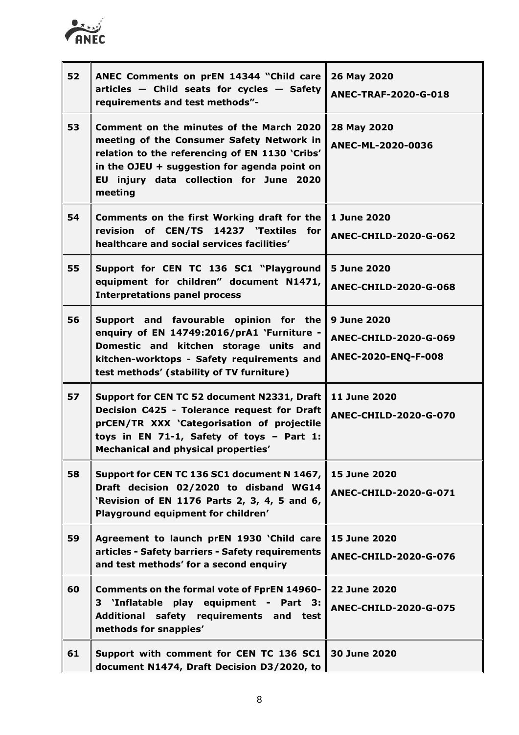| | | |
|---|---|---|
| **52** | **ANEC Comments on prEN 14344 "Child care articles — Child seats for cycles — Safety requirements and test methods"-** | **26 May 2020**<br>**ANEC-TRAF-2020-G-018** |
| **53** | **Comment on the minutes of the March 2020 meeting of the Consumer Safety Network in relation to the referencing of EN 1130 'Cribs' in the OJEU + suggestion for agenda point on EU injury data collection for June 2020 meeting** | **28 May 2020**<br>**ANEC-ML-2020-0036** |
| **54** | **Comments on the first Working draft for the revision of CEN/TS 14237 'Textiles for healthcare and social services facilities'** | **1 June 2020**<br>**ANEC-CHILD-2020-G-062** |
| **55** | **Support for CEN TC 136 SC1 "Playground equipment for children" document N1471, Interpretations panel process** | **5 June 2020**<br>**ANEC-CHILD-2020-G-068** |
| **56** | **Support and favourable opinion for the enquiry of EN 14749:2016/prA1 'Furniture - Domestic and kitchen storage units and kitchen-worktops - Safety requirements and test methods' (stability of TV furniture)** | **9 June 2020**<br>**ANEC-CHILD-2020-G-069**<br>**ANEC-2020-ENQ-F-008** |
| **57** | **Support for CEN TC 52 document N2331, Draft Decision C425 - Tolerance request for Draft prCEN/TR XXX 'Categorisation of projectile toys in EN 71-1, Safety of toys – Part 1: Mechanical and physical properties'** | **11 June 2020**<br>**ANEC-CHILD-2020-G-070** |
| **58** | **Support for CEN TC 136 SC1 document N 1467, Draft decision 02/2020 to disband WG14 'Revision of EN 1176 Parts 2, 3, 4, 5 and 6, Playground equipment for children'** | **15 June 2020**<br>**ANEC-CHILD-2020-G-071** |
| **59** | **Agreement to launch prEN 1930 'Child care articles - Safety barriers - Safety requirements and test methods' for a second enquiry** | **15 June 2020**<br>**ANEC-CHILD-2020-G-076** |
| **60** | **Comments on the formal vote of FprEN 14960-3 'Inflatable play equipment - Part 3: Additional safety requirements and test methods for snappies'** | **22 June 2020**<br>**ANEC-CHILD-2020-G-075** |
| **61** | **Support with comment for CEN TC 136 SC1 document N1474, Draft Decision D3/2020, to** | **30 June 2020** |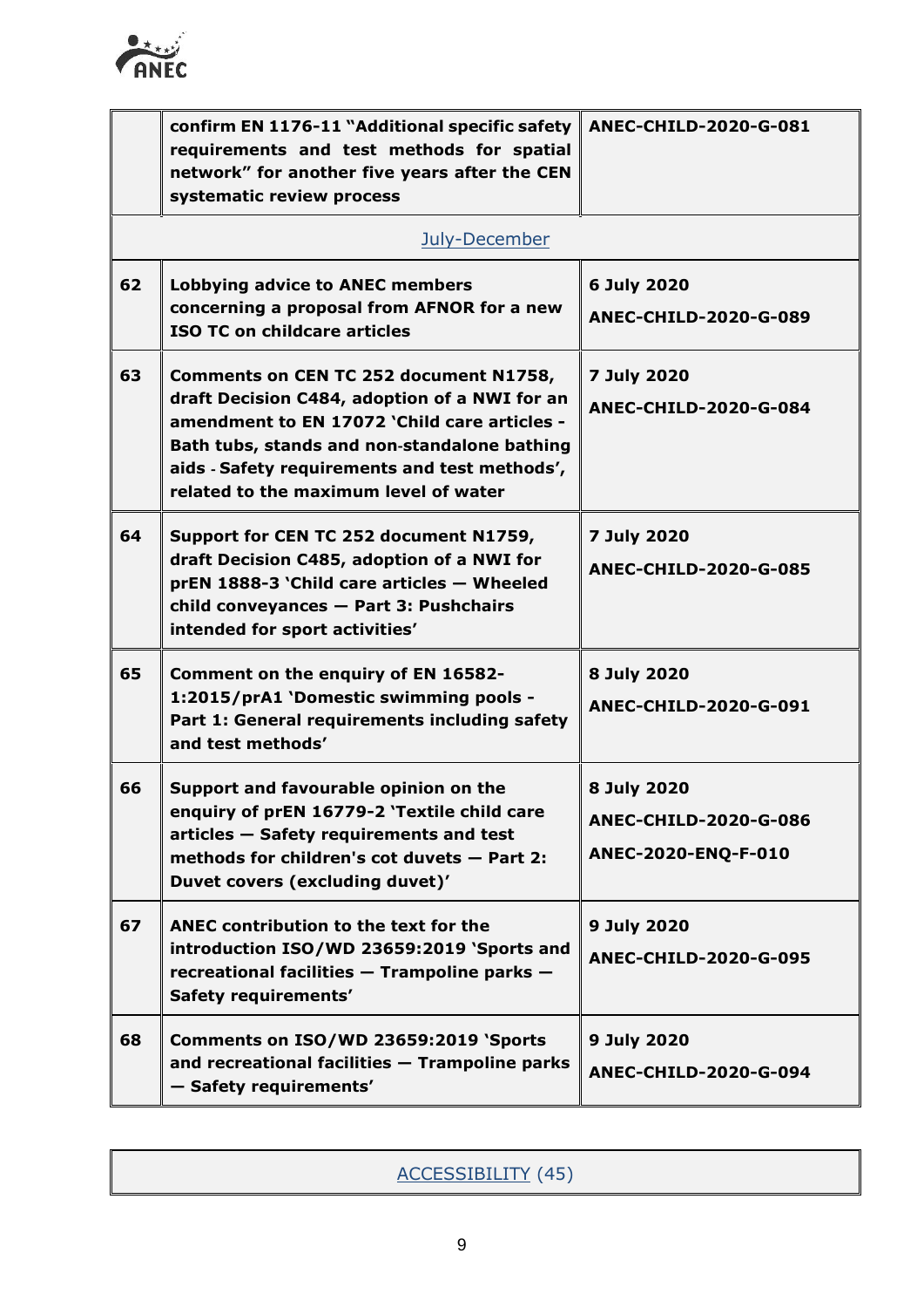| | | |
|---|---|---|
| | **confirm EN 1176-11 "Additional specific safety requirements and test methods for spatial network" for another five years after the CEN systematic review process** | **ANEC-CHILD-2020-G-081** |
| | July-December | |
| **62** | **Lobbying advice to ANEC members concerning a proposal from AFNOR for a new ISO TC on childcare articles** | **6 July 2020**<br>**ANEC-CHILD-2020-G-089** |
| **63** | **Comments on CEN TC 252 document N1758, draft Decision C484, adoption of a NWI for an amendment to EN 17072 'Child care articles - Bath tubs, stands and non-standalone bathing aids - Safety requirements and test methods', related to the maximum level of water** | **7 July 2020**<br>**ANEC-CHILD-2020-G-084** |
| **64** | **Support for CEN TC 252 document N1759, draft Decision C485, adoption of a NWI for prEN 1888-3 'Child care articles — Wheeled child conveyances — Part 3: Pushchairs intended for sport activities'** | **7 July 2020**<br>**ANEC-CHILD-2020-G-085** |
| **65** | **Comment on the enquiry of EN 16582-1:2015/prA1 'Domestic swimming pools - Part 1: General requirements including safety and test methods'** | **8 July 2020**<br>**ANEC-CHILD-2020-G-091** |
| **66** | **Support and favourable opinion on the enquiry of prEN 16779-2 'Textile child care articles — Safety requirements and test methods for children's cot duvets — Part 2: Duvet covers (excluding duvet)'** | **8 July 2020**<br>**ANEC-CHILD-2020-G-086**<br>**ANEC-2020-ENQ-F-010** |
| **67** | **ANEC contribution to the text for the introduction ISO/WD 23659:2019 'Sports and recreational facilities — Trampoline parks — Safety requirements'** | **9 July 2020**<br>**ANEC-CHILD-2020-G-095** |
| **68** | **Comments on ISO/WD 23659:2019 'Sports and recreational facilities — Trampoline parks — Safety requirements'** | **9 July 2020**<br>**ANEC-CHILD-2020-G-094** |

| ACCESSIBILITY (45) |
|---|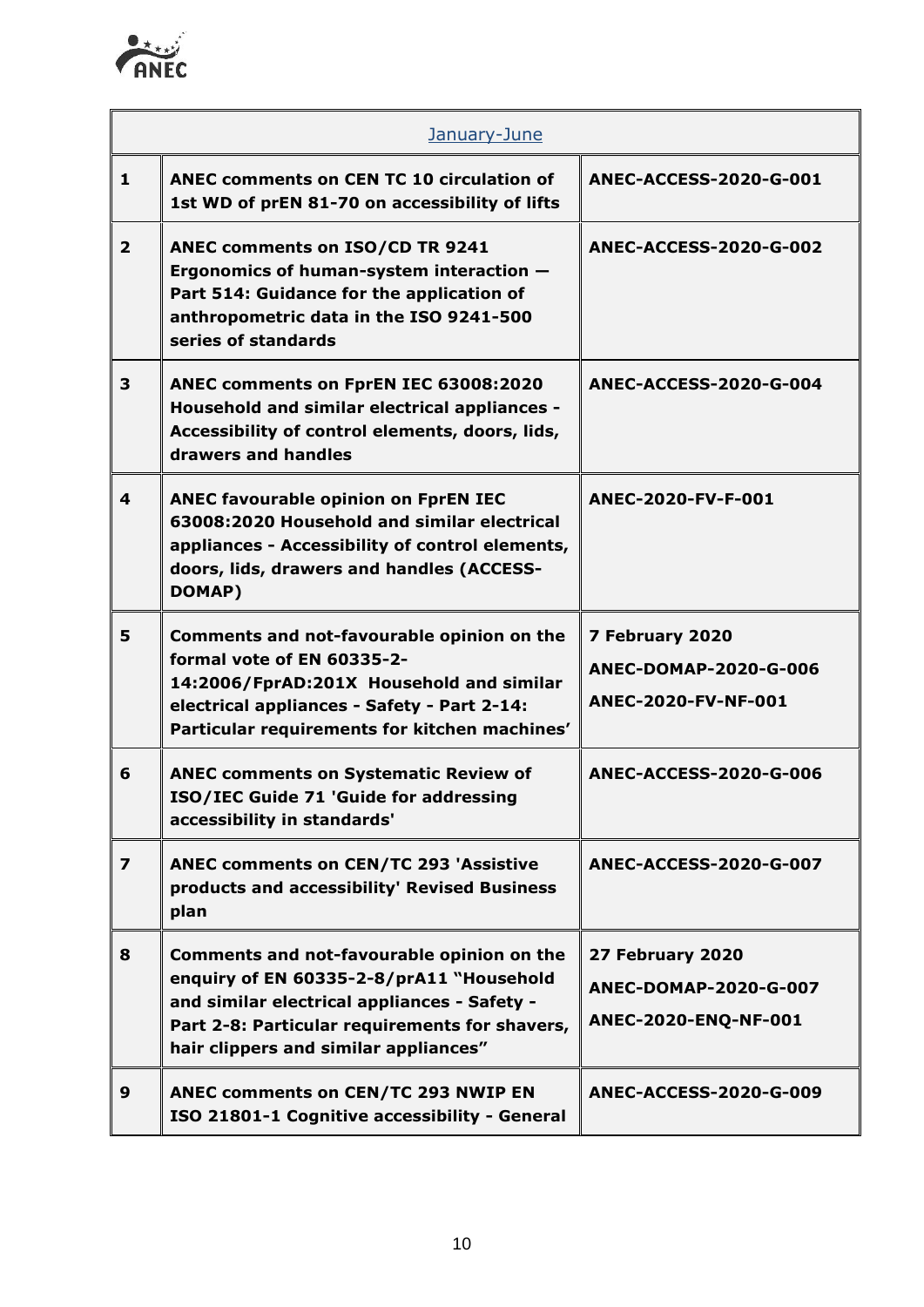| January-June | | |
|---|---|---|
| **1** | **ANEC comments on CEN TC 10 circulation of 1st WD of prEN 81-70 on accessibility of lifts** | **ANEC-ACCESS-2020-G-001** |
| **2** | **ANEC comments on ISO/CD TR 9241 Ergonomics of human-system interaction — Part 514: Guidance for the application of anthropometric data in the ISO 9241-500 series of standards** | **ANEC-ACCESS-2020-G-002** |
| **3** | **ANEC comments on FprEN IEC 63008:2020 Household and similar electrical appliances - Accessibility of control elements, doors, lids, drawers and handles** | **ANEC-ACCESS-2020-G-004** |
| **4** | **ANEC favourable opinion on FprEN IEC 63008:2020 Household and similar electrical appliances - Accessibility of control elements, doors, lids, drawers and handles (ACCESS-DOMAP)** | **ANEC-2020-FV-F-001** |
| **5** | **Comments and not-favourable opinion on the formal vote of EN 60335-2-14:2006/FprAD:201X Household and similar electrical appliances - Safety - Part 2-14: Particular requirements for kitchen machines'** | **7 February 2020**<br>**ANEC-DOMAP-2020-G-006**<br>**ANEC-2020-FV-NF-001** |
| **6** | **ANEC comments on Systematic Review of ISO/IEC Guide 71 'Guide for addressing accessibility in standards'** | **ANEC-ACCESS-2020-G-006** |
| **7** | **ANEC comments on CEN/TC 293 'Assistive products and accessibility' Revised Business plan** | **ANEC-ACCESS-2020-G-007** |
| **8** | **Comments and not-favourable opinion on the enquiry of EN 60335-2-8/prA11 "Household and similar electrical appliances - Safety - Part 2-8: Particular requirements for shavers, hair clippers and similar appliances"** | **27 February 2020**<br>**ANEC-DOMAP-2020-G-007**<br>**ANEC-2020-ENQ-NF-001** |
| **9** | **ANEC comments on CEN/TC 293 NWIP EN ISO 21801-1 Cognitive accessibility - General** | **ANEC-ACCESS-2020-G-009** |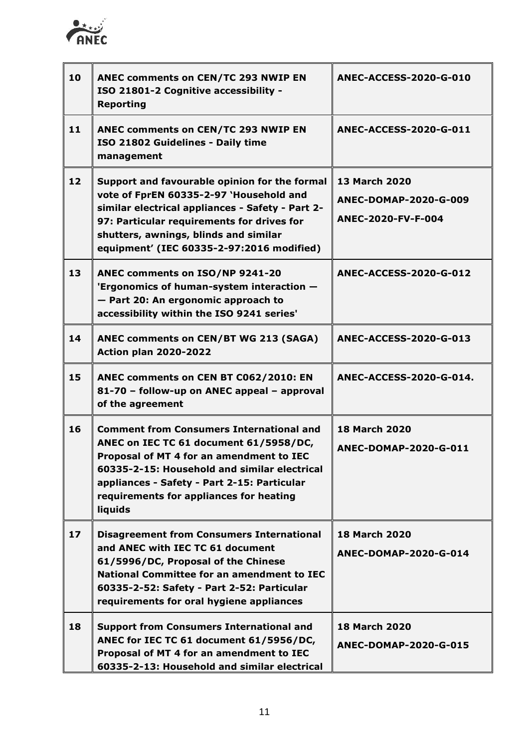| | | |
|---|---|---|
| **10** | **ANEC comments on CEN/TC 293 NWIP EN ISO 21801-2 Cognitive accessibility - Reporting** | **ANEC-ACCESS-2020-G-010** |
| **11** | **ANEC comments on CEN/TC 293 NWIP EN ISO 21802 Guidelines - Daily time management** | **ANEC-ACCESS-2020-G-011** |
| **12** | **Support and favourable opinion for the formal vote of FprEN 60335-2-97 'Household and similar electrical appliances - Safety - Part 2-97: Particular requirements for drives for shutters, awnings, blinds and similar equipment' (IEC 60335-2-97:2016 modified)** | **13 March 2020**<br>**ANEC-DOMAP-2020-G-009**<br>**ANEC-2020-FV-F-004** |
| **13** | **ANEC comments on ISO/NP 9241-20 'Ergonomics of human-system interaction — — Part 20: An ergonomic approach to accessibility within the ISO 9241 series'** | **ANEC-ACCESS-2020-G-012** |
| **14** | **ANEC comments on CEN/BT WG 213 (SAGA) Action plan 2020-2022** | **ANEC-ACCESS-2020-G-013** |
| **15** | **ANEC comments on CEN BT C062/2010: EN 81-70 – follow-up on ANEC appeal – approval of the agreement** | **ANEC-ACCESS-2020-G-014.** |
| **16** | **Comment from Consumers International and ANEC on IEC TC 61 document 61/5958/DC, Proposal of MT 4 for an amendment to IEC 60335-2-15: Household and similar electrical appliances - Safety - Part 2-15: Particular requirements for appliances for heating liquids** | **18 March 2020**<br>**ANEC-DOMAP-2020-G-011** |
| **17** | **Disagreement from Consumers International and ANEC with IEC TC 61 document 61/5996/DC, Proposal of the Chinese National Committee for an amendment to IEC 60335-2-52: Safety - Part 2-52: Particular requirements for oral hygiene appliances** | **18 March 2020**<br>**ANEC-DOMAP-2020-G-014** |
| **18** | **Support from Consumers International and ANEC for IEC TC 61 document 61/5956/DC, Proposal of MT 4 for an amendment to IEC 60335-2-13: Household and similar electrical** | **18 March 2020**<br>**ANEC-DOMAP-2020-G-015** |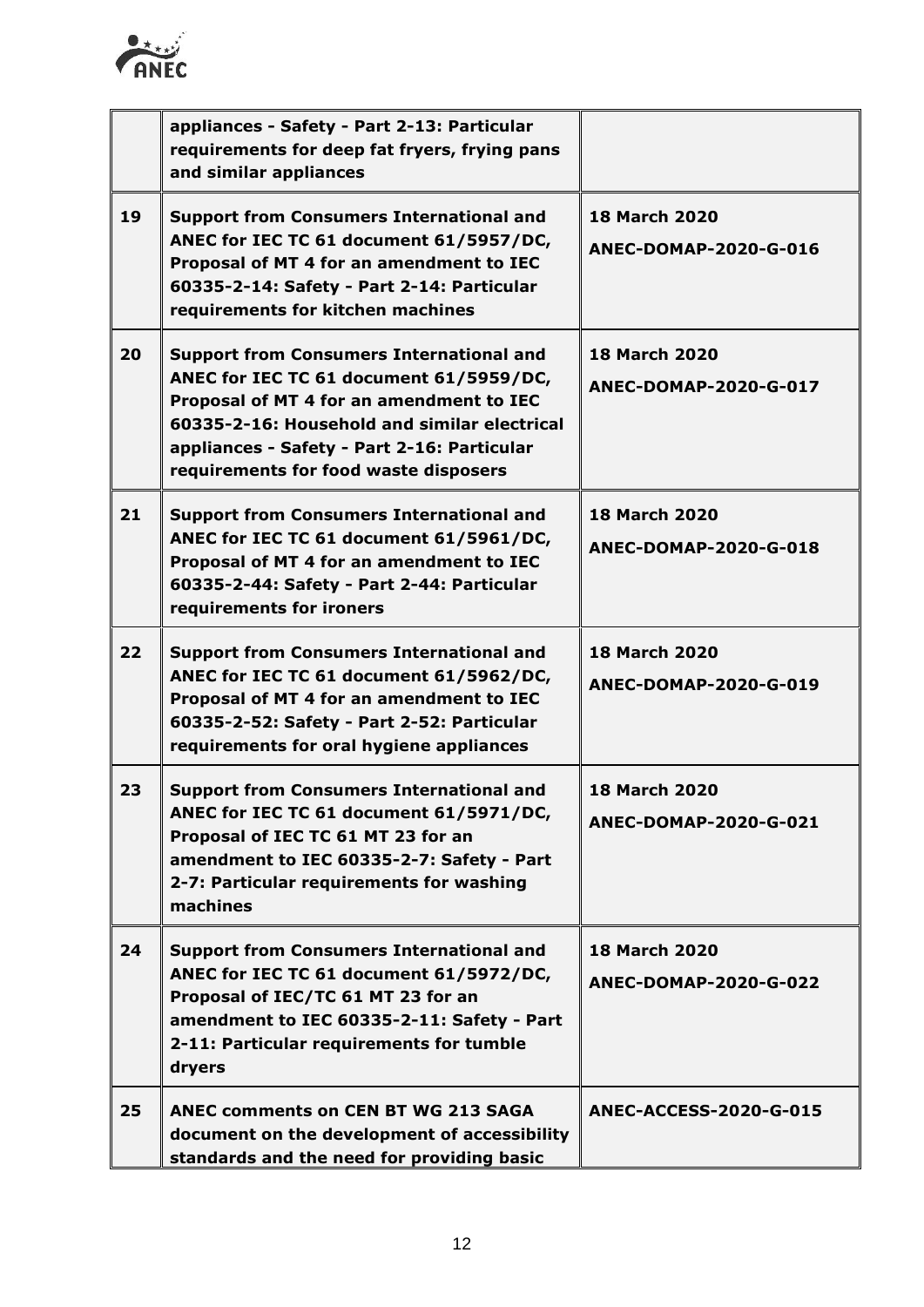|  |  |  |
|---|---|---|
|  | **appliances - Safety - Part 2-13: Particular requirements for deep fat fryers, frying pans and similar appliances** |  |
| **19** | **Support from Consumers International and ANEC for IEC TC 61 document 61/5957/DC, Proposal of MT 4 for an amendment to IEC 60335-2-14: Safety - Part 2-14: Particular requirements for kitchen machines** | **18 March 2020**<br>**ANEC-DOMAP-2020-G-016** |
| **20** | **Support from Consumers International and ANEC for IEC TC 61 document 61/5959/DC, Proposal of MT 4 for an amendment to IEC 60335-2-16: Household and similar electrical appliances - Safety - Part 2-16: Particular requirements for food waste disposers** | **18 March 2020**<br>**ANEC-DOMAP-2020-G-017** |
| **21** | **Support from Consumers International and ANEC for IEC TC 61 document 61/5961/DC, Proposal of MT 4 for an amendment to IEC 60335-2-44: Safety - Part 2-44: Particular requirements for ironers** | **18 March 2020**<br>**ANEC-DOMAP-2020-G-018** |
| **22** | **Support from Consumers International and ANEC for IEC TC 61 document 61/5962/DC, Proposal of MT 4 for an amendment to IEC 60335-2-52: Safety - Part 2-52: Particular requirements for oral hygiene appliances** | **18 March 2020**<br>**ANEC-DOMAP-2020-G-019** |
| **23** | **Support from Consumers International and ANEC for IEC TC 61 document 61/5971/DC, Proposal of IEC TC 61 MT 23 for an amendment to IEC 60335-2-7: Safety - Part 2-7: Particular requirements for washing machines** | **18 March 2020**<br>**ANEC-DOMAP-2020-G-021** |
| **24** | **Support from Consumers International and ANEC for IEC TC 61 document 61/5972/DC, Proposal of IEC/TC 61 MT 23 for an amendment to IEC 60335-2-11: Safety - Part 2-11: Particular requirements for tumble dryers** | **18 March 2020**<br>**ANEC-DOMAP-2020-G-022** |
| **25** | **ANEC comments on CEN BT WG 213 SAGA document on the development of accessibility standards and the need for providing basic** | **ANEC-ACCESS-2020-G-015** |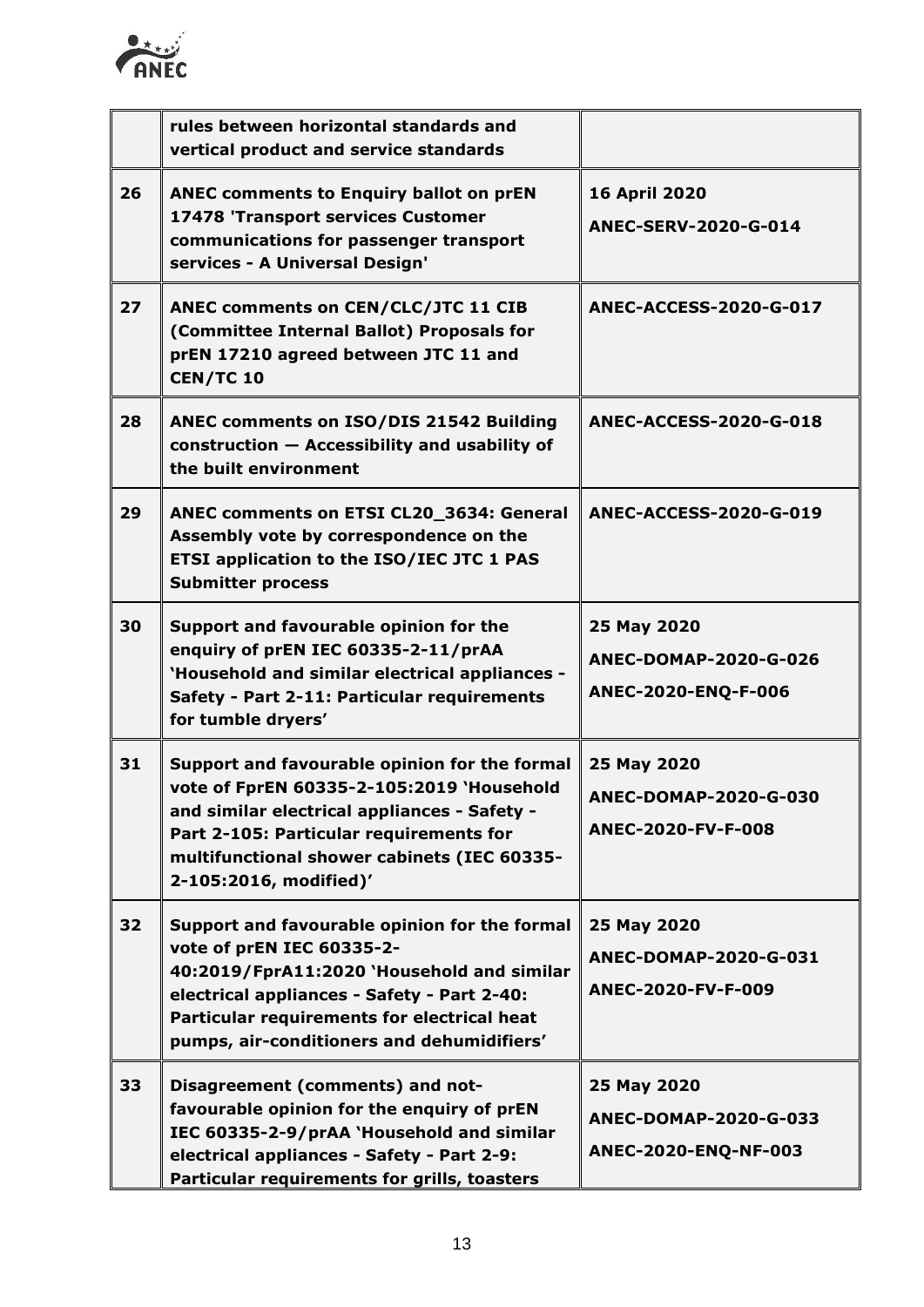| | | |
|---|---|---|
| | **rules between horizontal standards and vertical product and service standards** | |
| **26** | **ANEC comments to Enquiry ballot on prEN 17478 'Transport services Customer communications for passenger transport services - A Universal Design'** | **16 April 2020**<br>**ANEC-SERV-2020-G-014** |
| **27** | **ANEC comments on CEN/CLC/JTC 11 CIB (Committee Internal Ballot) Proposals for prEN 17210 agreed between JTC 11 and CEN/TC 10** | **ANEC-ACCESS-2020-G-017** |
| **28** | **ANEC comments on ISO/DIS 21542 Building construction — Accessibility and usability of the built environment** | **ANEC-ACCESS-2020-G-018** |
| **29** | **ANEC comments on ETSI CL20_3634: General Assembly vote by correspondence on the ETSI application to the ISO/IEC JTC 1 PAS Submitter process** | **ANEC-ACCESS-2020-G-019** |
| **30** | **Support and favourable opinion for the enquiry of prEN IEC 60335-2-11/prAA 'Household and similar electrical appliances - Safety - Part 2-11: Particular requirements for tumble dryers'** | **25 May 2020**<br>**ANEC-DOMAP-2020-G-026**<br>**ANEC-2020-ENQ-F-006** |
| **31** | **Support and favourable opinion for the formal vote of FprEN 60335-2-105:2019 'Household and similar electrical appliances - Safety - Part 2-105: Particular requirements for multifunctional shower cabinets (IEC 60335-2-105:2016, modified)'** | **25 May 2020**<br>**ANEC-DOMAP-2020-G-030**<br>**ANEC-2020-FV-F-008** |
| **32** | **Support and favourable opinion for the formal vote of prEN IEC 60335-2-40:2019/FprA11:2020 'Household and similar electrical appliances - Safety - Part 2-40: Particular requirements for electrical heat pumps, air-conditioners and dehumidifiers'** | **25 May 2020**<br>**ANEC-DOMAP-2020-G-031**<br>**ANEC-2020-FV-F-009** |
| **33** | **Disagreement (comments) and not-favourable opinion for the enquiry of prEN IEC 60335-2-9/prAA 'Household and similar electrical appliances - Safety - Part 2-9: Particular requirements for grills, toasters** | **25 May 2020**<br>**ANEC-DOMAP-2020-G-033**<br>**ANEC-2020-ENQ-NF-003** |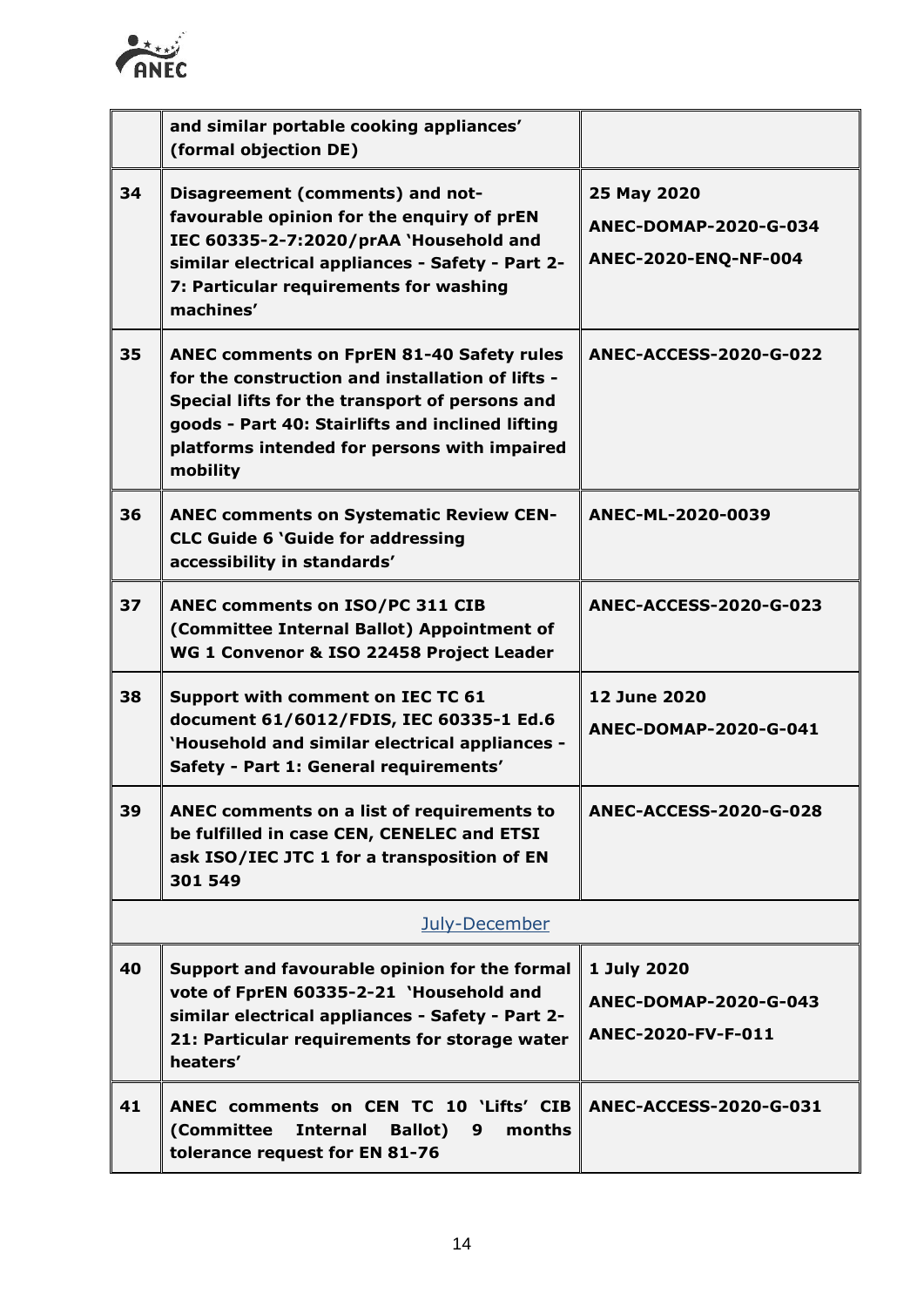| | | |
|---|---|---|
| | **and similar portable cooking appliances' (formal objection DE)** | |
| **34** | **Disagreement (comments) and not-favourable opinion for the enquiry of prEN IEC 60335-2-7:2020/prAA 'Household and similar electrical appliances - Safety - Part 2-7: Particular requirements for washing machines'** | **25 May 2020**<br>**ANEC-DOMAP-2020-G-034**<br>**ANEC-2020-ENQ-NF-004** |
| **35** | **ANEC comments on FprEN 81-40 Safety rules for the construction and installation of lifts - Special lifts for the transport of persons and goods - Part 40: Stairlifts and inclined lifting platforms intended for persons with impaired mobility** | **ANEC-ACCESS-2020-G-022** |
| **36** | **ANEC comments on Systematic Review CEN-CLC Guide 6 'Guide for addressing accessibility in standards'** | **ANEC-ML-2020-0039** |
| **37** | **ANEC comments on ISO/PC 311 CIB (Committee Internal Ballot) Appointment of WG 1 Convenor & ISO 22458 Project Leader** | **ANEC-ACCESS-2020-G-023** |
| **38** | **Support with comment on IEC TC 61 document 61/6012/FDIS, IEC 60335-1 Ed.6 'Household and similar electrical appliances - Safety - Part 1: General requirements'** | **12 June 2020**<br>**ANEC-DOMAP-2020-G-041** |
| **39** | **ANEC comments on a list of requirements to be fulfilled in case CEN, CENELEC and ETSI ask ISO/IEC JTC 1 for a transposition of EN 301 549** | **ANEC-ACCESS-2020-G-028** |
| | July-December | |
| **40** | **Support and favourable opinion for the formal vote of FprEN 60335-2-21 'Household and similar electrical appliances - Safety - Part 2-21: Particular requirements for storage water heaters'** | **1 July 2020**<br>**ANEC-DOMAP-2020-G-043**<br>**ANEC-2020-FV-F-011** |
| **41** | **ANEC comments on CEN TC 10 'Lifts' CIB (Committee Internal Ballot) 9 months tolerance request for EN 81-76** | **ANEC-ACCESS-2020-G-031** |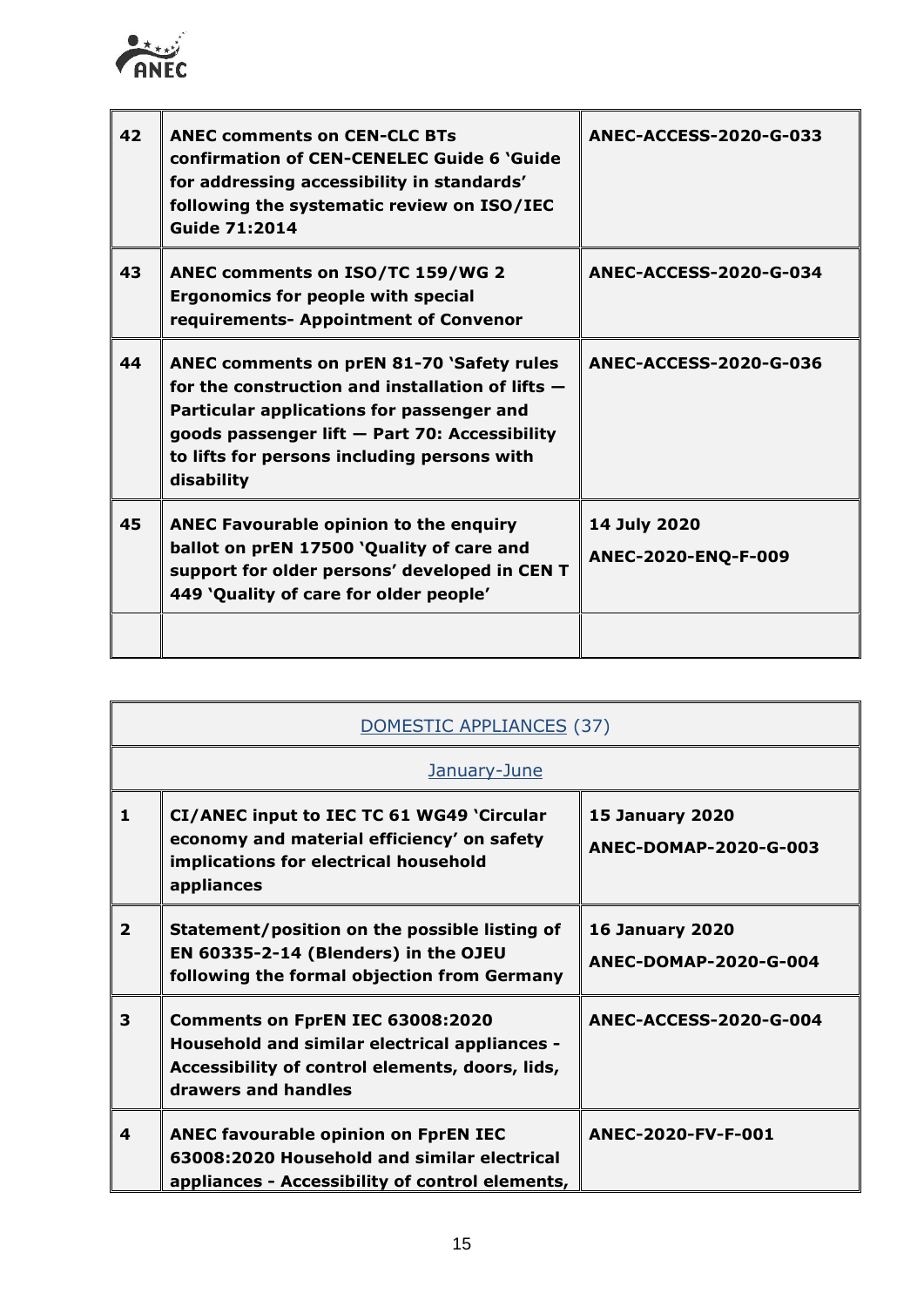| | | |
|---|---|---|
| **42** | **ANEC comments on CEN-CLC BTs confirmation of CEN-CENELEC Guide 6 'Guide for addressing accessibility in standards' following the systematic review on ISO/IEC Guide 71:2014** | **ANEC-ACCESS-2020-G-033** |
| **43** | **ANEC comments on ISO/TC 159/WG 2 Ergonomics for people with special requirements- Appointment of Convenor** | **ANEC-ACCESS-2020-G-034** |
| **44** | **ANEC comments on prEN 81-70 'Safety rules for the construction and installation of lifts — Particular applications for passenger and goods passenger lift — Part 70: Accessibility to lifts for persons including persons with disability** | **ANEC-ACCESS-2020-G-036** |
| **45** | **ANEC Favourable opinion to the enquiry ballot on prEN 17500 'Quality of care and support for older persons' developed in CEN T 449 'Quality of care for older people'** | **14 July 2020**<br>**ANEC-2020-ENQ-F-009** |
| | | |

| DOMESTIC APPLIANCES (37) | | |
|---|---|---|
| January-June | | |
| **1** | **CI/ANEC input to IEC TC 61 WG49 'Circular economy and material efficiency' on safety implications for electrical household appliances** | **15 January 2020**<br>**ANEC-DOMAP-2020-G-003** |
| **2** | **Statement/position on the possible listing of EN 60335-2-14 (Blenders) in the OJEU following the formal objection from Germany** | **16 January 2020**<br>**ANEC-DOMAP-2020-G-004** |
| **3** | **Comments on FprEN IEC 63008:2020 Household and similar electrical appliances - Accessibility of control elements, doors, lids, drawers and handles** | **ANEC-ACCESS-2020-G-004** |
| **4** | **ANEC favourable opinion on FprEN IEC 63008:2020 Household and similar electrical appliances - Accessibility of control elements,** | **ANEC-2020-FV-F-001** |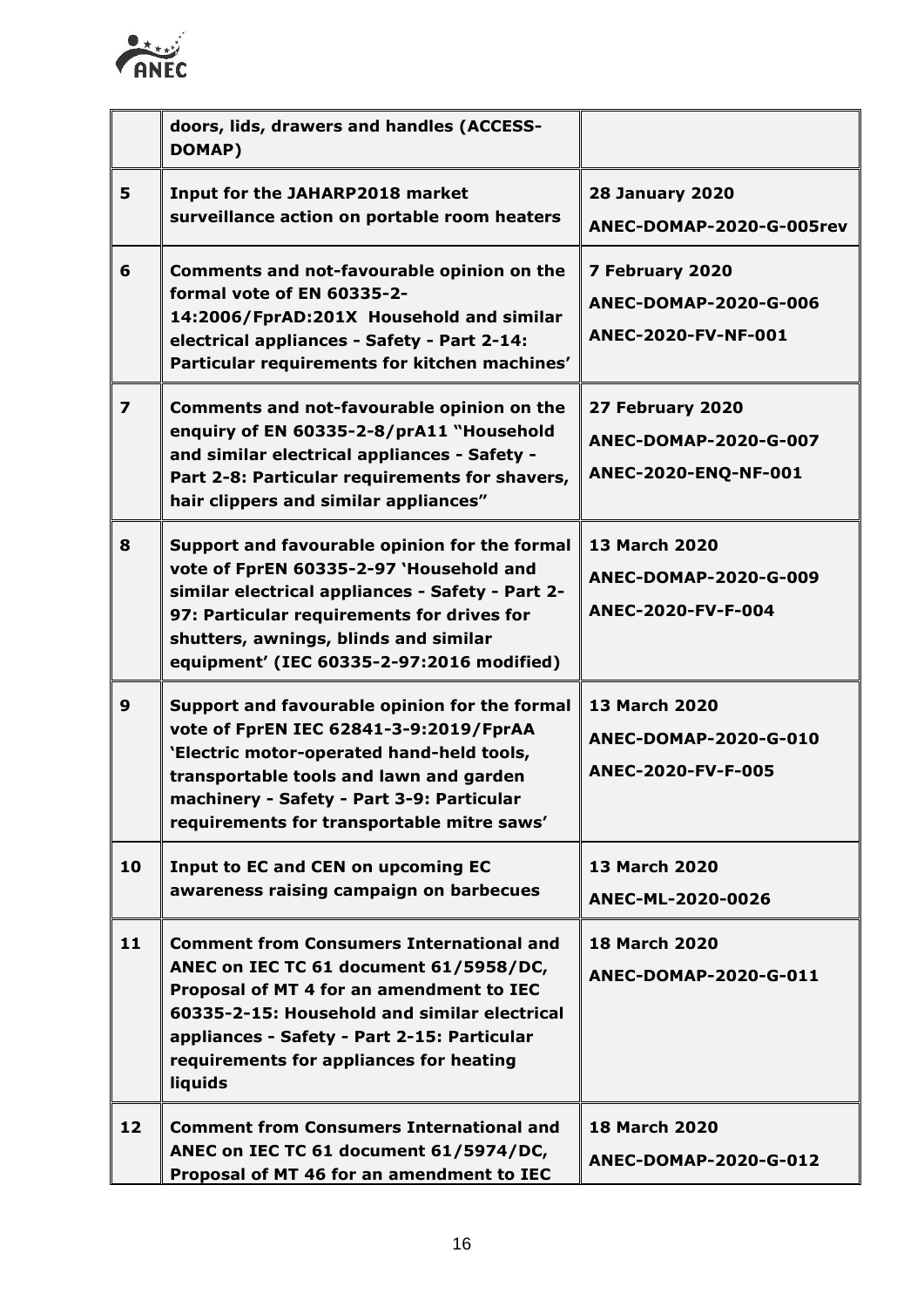| | | |
|---|---|---|
| | **doors, lids, drawers and handles (ACCESS-DOMAP)** | |
| **5** | **Input for the JAHARP2018 market surveillance action on portable room heaters** | **28 January 2020**<br>**ANEC-DOMAP-2020-G-005rev** |
| **6** | **Comments and not-favourable opinion on the formal vote of EN 60335-2-14:2006/FprAD:201X Household and similar electrical appliances - Safety - Part 2-14: Particular requirements for kitchen machines'** | **7 February 2020**<br>**ANEC-DOMAP-2020-G-006**<br>**ANEC-2020-FV-NF-001** |
| **7** | **Comments and not-favourable opinion on the enquiry of EN 60335-2-8/prA11 "Household and similar electrical appliances - Safety - Part 2-8: Particular requirements for shavers, hair clippers and similar appliances"** | **27 February 2020**<br>**ANEC-DOMAP-2020-G-007**<br>**ANEC-2020-ENQ-NF-001** |
| **8** | **Support and favourable opinion for the formal vote of FprEN 60335-2-97 'Household and similar electrical appliances - Safety - Part 2-97: Particular requirements for drives for shutters, awnings, blinds and similar equipment' (IEC 60335-2-97:2016 modified)** | **13 March 2020**<br>**ANEC-DOMAP-2020-G-009**<br>**ANEC-2020-FV-F-004** |
| **9** | **Support and favourable opinion for the formal vote of FprEN IEC 62841-3-9:2019/FprAA 'Electric motor-operated hand-held tools, transportable tools and lawn and garden machinery - Safety - Part 3-9: Particular requirements for transportable mitre saws'** | **13 March 2020**<br>**ANEC-DOMAP-2020-G-010**<br>**ANEC-2020-FV-F-005** |
| **10** | **Input to EC and CEN on upcoming EC awareness raising campaign on barbecues** | **13 March 2020**<br>**ANEC-ML-2020-0026** |
| **11** | **Comment from Consumers International and ANEC on IEC TC 61 document 61/5958/DC, Proposal of MT 4 for an amendment to IEC 60335-2-15: Household and similar electrical appliances - Safety - Part 2-15: Particular requirements for appliances for heating liquids** | **18 March 2020**<br>**ANEC-DOMAP-2020-G-011** |
| **12** | **Comment from Consumers International and ANEC on IEC TC 61 document 61/5974/DC, Proposal of MT 46 for an amendment to IEC** | **18 March 2020**<br>**ANEC-DOMAP-2020-G-012** |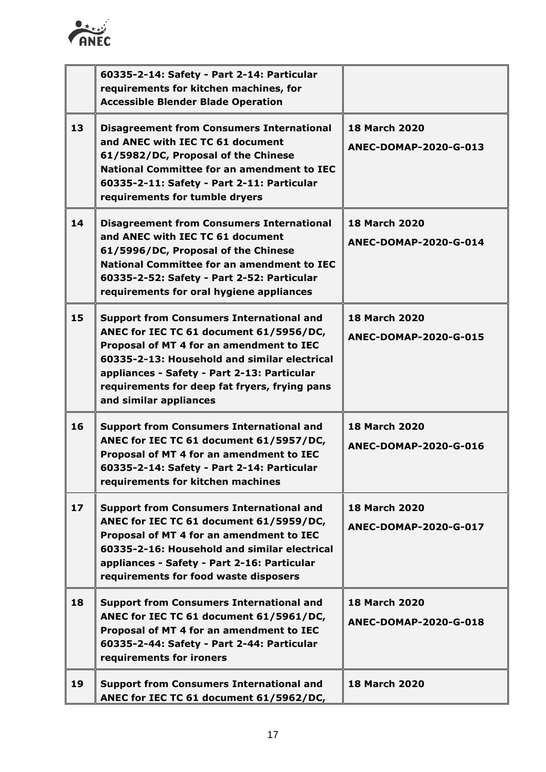| | | |
|---|---|---|
| | **60335-2-14: Safety - Part 2-14: Particular requirements for kitchen machines, for Accessible Blender Blade Operation** | |
| **13** | **Disagreement from Consumers International and ANEC with IEC TC 61 document 61/5982/DC, Proposal of the Chinese National Committee for an amendment to IEC 60335-2-11: Safety - Part 2-11: Particular requirements for tumble dryers** | **18 March 2020** **ANEC-DOMAP-2020-G-013** |
| **14** | **Disagreement from Consumers International and ANEC with IEC TC 61 document 61/5996/DC, Proposal of the Chinese National Committee for an amendment to IEC 60335-2-52: Safety - Part 2-52: Particular requirements for oral hygiene appliances** | **18 March 2020** **ANEC-DOMAP-2020-G-014** |
| **15** | **Support from Consumers International and ANEC for IEC TC 61 document 61/5956/DC, Proposal of MT 4 for an amendment to IEC 60335-2-13: Household and similar electrical appliances - Safety - Part 2-13: Particular requirements for deep fat fryers, frying pans and similar appliances** | **18 March 2020** **ANEC-DOMAP-2020-G-015** |
| **16** | **Support from Consumers International and ANEC for IEC TC 61 document 61/5957/DC, Proposal of MT 4 for an amendment to IEC 60335-2-14: Safety - Part 2-14: Particular requirements for kitchen machines** | **18 March 2020** **ANEC-DOMAP-2020-G-016** |
| **17** | **Support from Consumers International and ANEC for IEC TC 61 document 61/5959/DC, Proposal of MT 4 for an amendment to IEC 60335-2-16: Household and similar electrical appliances - Safety - Part 2-16: Particular requirements for food waste disposers** | **18 March 2020** **ANEC-DOMAP-2020-G-017** |
| **18** | **Support from Consumers International and ANEC for IEC TC 61 document 61/5961/DC, Proposal of MT 4 for an amendment to IEC 60335-2-44: Safety - Part 2-44: Particular requirements for ironers** | **18 March 2020** **ANEC-DOMAP-2020-G-018** |
| **19** | **Support from Consumers International and ANEC for IEC TC 61 document 61/5962/DC,** | **18 March 2020** |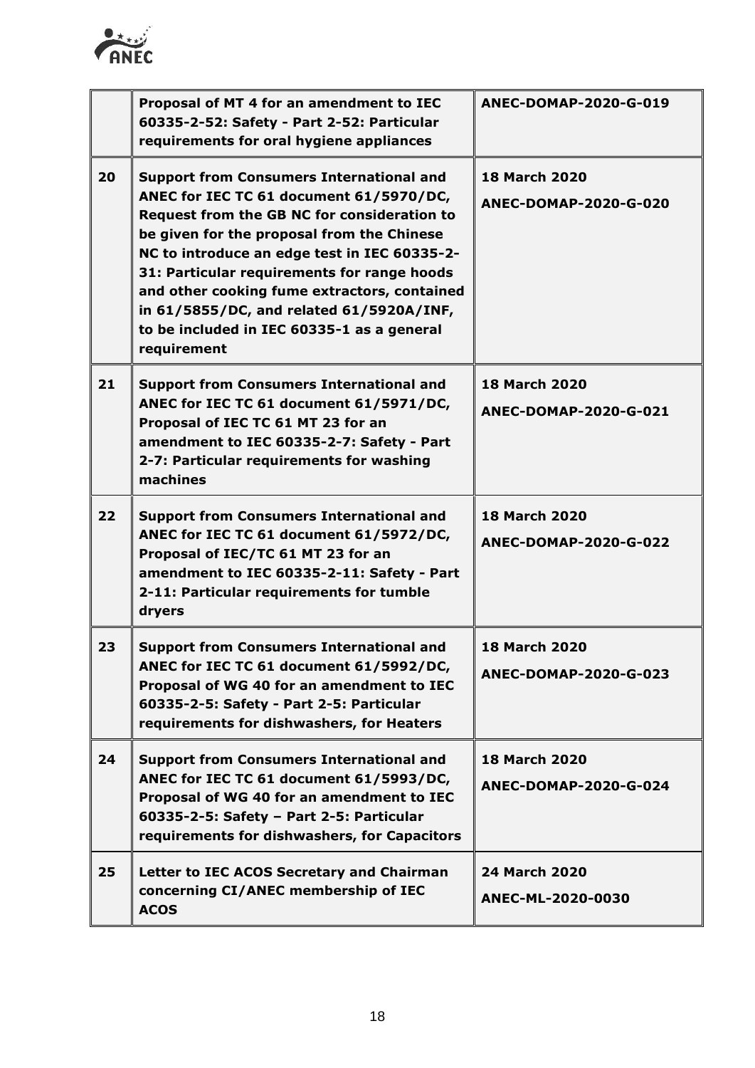| | | |
|---|---|---|
| | **Proposal of MT 4 for an amendment to IEC 60335-2-52: Safety - Part 2-52: Particular requirements for oral hygiene appliances** | **ANEC-DOMAP-2020-G-019** |
| **20** | **Support from Consumers International and ANEC for IEC TC 61 document 61/5970/DC, Request from the GB NC for consideration to be given for the proposal from the Chinese NC to introduce an edge test in IEC 60335-2-31: Particular requirements for range hoods and other cooking fume extractors, contained in 61/5855/DC, and related 61/5920A/INF, to be included in IEC 60335-1 as a general requirement** | **18 March 2020**<br>**ANEC-DOMAP-2020-G-020** |
| **21** | **Support from Consumers International and ANEC for IEC TC 61 document 61/5971/DC, Proposal of IEC TC 61 MT 23 for an amendment to IEC 60335-2-7: Safety - Part 2-7: Particular requirements for washing machines** | **18 March 2020**<br>**ANEC-DOMAP-2020-G-021** |
| **22** | **Support from Consumers International and ANEC for IEC TC 61 document 61/5972/DC, Proposal of IEC/TC 61 MT 23 for an amendment to IEC 60335-2-11: Safety - Part 2-11: Particular requirements for tumble dryers** | **18 March 2020**<br>**ANEC-DOMAP-2020-G-022** |
| **23** | **Support from Consumers International and ANEC for IEC TC 61 document 61/5992/DC, Proposal of WG 40 for an amendment to IEC 60335-2-5: Safety - Part 2-5: Particular requirements for dishwashers, for Heaters** | **18 March 2020**<br>**ANEC-DOMAP-2020-G-023** |
| **24** | **Support from Consumers International and ANEC for IEC TC 61 document 61/5993/DC, Proposal of WG 40 for an amendment to IEC 60335-2-5: Safety – Part 2-5: Particular requirements for dishwashers, for Capacitors** | **18 March 2020**<br>**ANEC-DOMAP-2020-G-024** |
| **25** | **Letter to IEC ACOS Secretary and Chairman concerning CI/ANEC membership of IEC ACOS** | **24 March 2020**<br>**ANEC-ML-2020-0030** |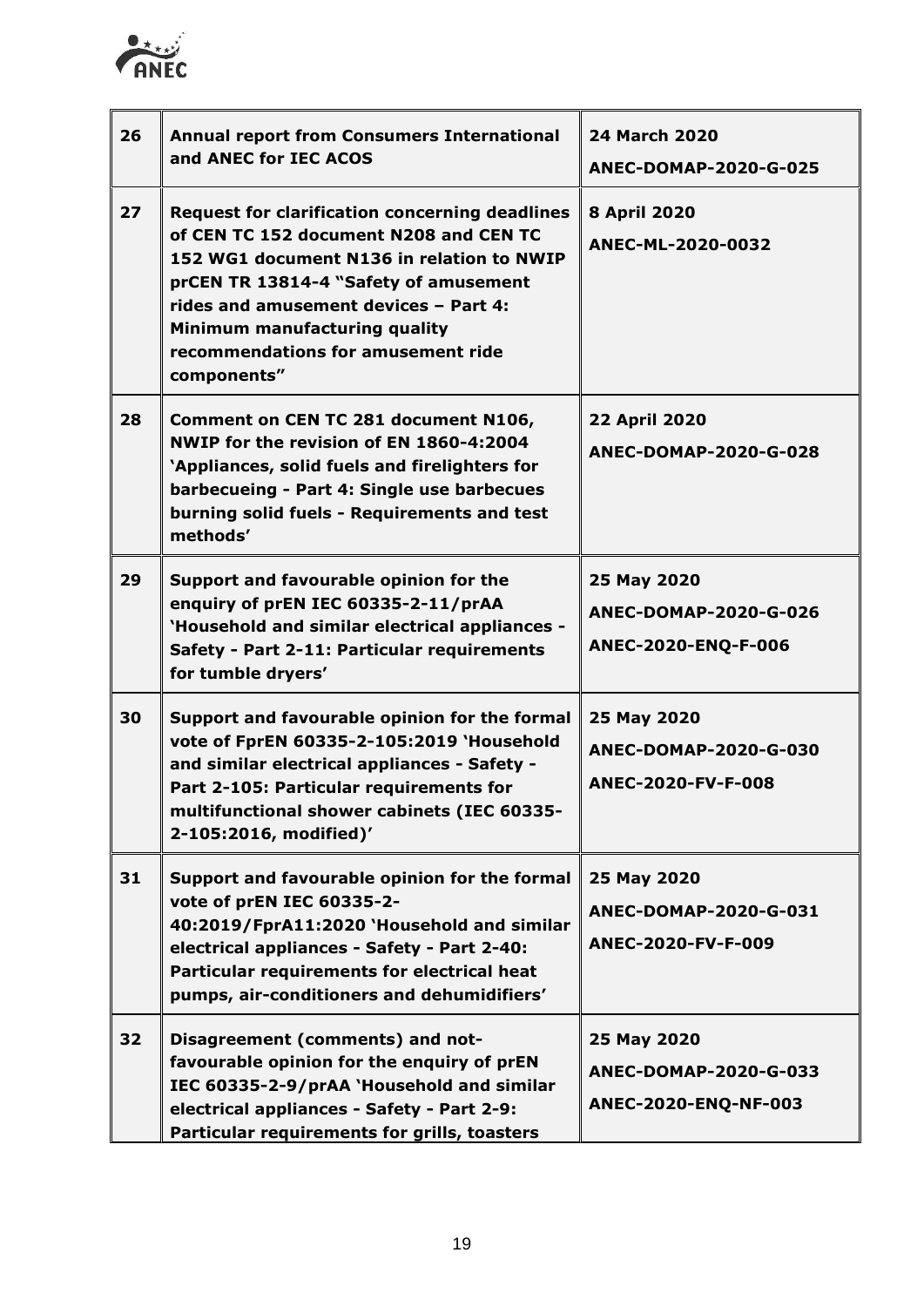| | | |
|---|---|---|
| **26** | **Annual report from Consumers International and ANEC for IEC ACOS** | **24 March 2020**<br>**ANEC-DOMAP-2020-G-025** |
| **27** | **Request for clarification concerning deadlines of CEN TC 152 document N208 and CEN TC 152 WG1 document N136 in relation to NWIP prCEN TR 13814-4 "Safety of amusement rides and amusement devices – Part 4: Minimum manufacturing quality recommendations for amusement ride components"** | **8 April 2020**<br>**ANEC-ML-2020-0032** |
| **28** | **Comment on CEN TC 281 document N106, NWIP for the revision of EN 1860-4:2004 'Appliances, solid fuels and firelighters for barbecueing - Part 4: Single use barbecues burning solid fuels - Requirements and test methods'** | **22 April 2020**<br>**ANEC-DOMAP-2020-G-028** |
| **29** | **Support and favourable opinion for the enquiry of prEN IEC 60335-2-11/prAA 'Household and similar electrical appliances - Safety - Part 2-11: Particular requirements for tumble dryers'** | **25 May 2020**<br>**ANEC-DOMAP-2020-G-026**<br>**ANEC-2020-ENQ-F-006** |
| **30** | **Support and favourable opinion for the formal vote of FprEN 60335-2-105:2019 'Household and similar electrical appliances - Safety - Part 2-105: Particular requirements for multifunctional shower cabinets (IEC 60335-2-105:2016, modified)'** | **25 May 2020**<br>**ANEC-DOMAP-2020-G-030**<br>**ANEC-2020-FV-F-008** |
| **31** | **Support and favourable opinion for the formal vote of prEN IEC 60335-2-40:2019/FprA11:2020 'Household and similar electrical appliances - Safety - Part 2-40: Particular requirements for electrical heat pumps, air-conditioners and dehumidifiers'** | **25 May 2020**<br>**ANEC-DOMAP-2020-G-031**<br>**ANEC-2020-FV-F-009** |
| **32** | **Disagreement (comments) and not-favourable opinion for the enquiry of prEN IEC 60335-2-9/prAA 'Household and similar electrical appliances - Safety - Part 2-9: Particular requirements for grills, toasters** | **25 May 2020**<br>**ANEC-DOMAP-2020-G-033**<br>**ANEC-2020-ENQ-NF-003** |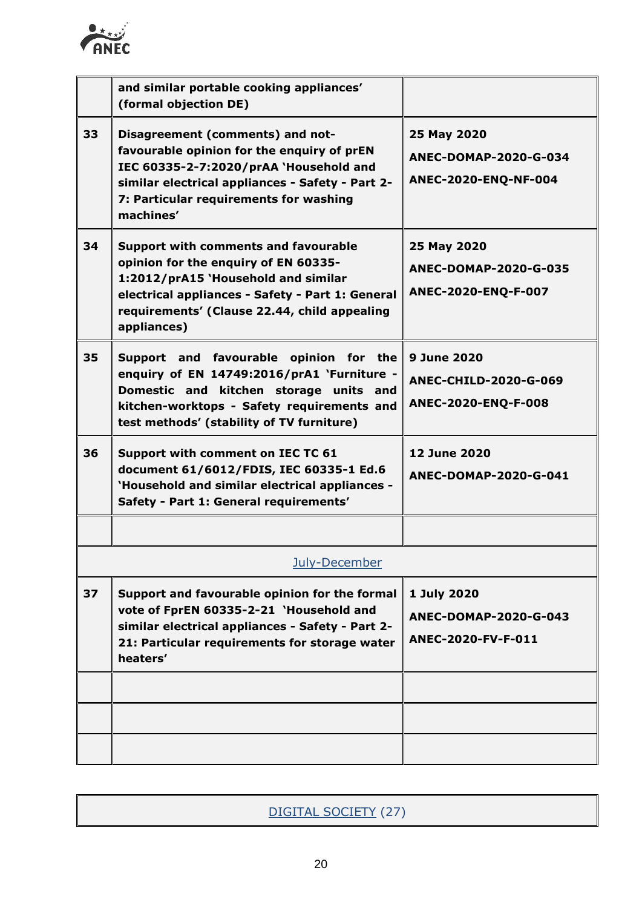| | | |
|---|---|---|
| | **and similar portable cooking appliances' (formal objection DE)** | |
| **33** | **Disagreement (comments) and not-favourable opinion for the enquiry of prEN IEC 60335-2-7:2020/prAA 'Household and similar electrical appliances - Safety - Part 2-7: Particular requirements for washing machines'** | **25 May 2020**<br>**ANEC-DOMAP-2020-G-034**<br>**ANEC-2020-ENQ-NF-004** |
| **34** | **Support with comments and favourable opinion for the enquiry of EN 60335-1:2012/prA15 'Household and similar electrical appliances - Safety - Part 1: General requirements' (Clause 22.44, child appealing appliances)** | **25 May 2020**<br>**ANEC-DOMAP-2020-G-035**<br>**ANEC-2020-ENQ-F-007** |
| **35** | **Support and favourable opinion for the enquiry of EN 14749:2016/prA1 'Furniture - Domestic and kitchen storage units and kitchen-worktops - Safety requirements and test methods' (stability of TV furniture)** | **9 June 2020**<br>**ANEC-CHILD-2020-G-069**<br>**ANEC-2020-ENQ-F-008** |
| **36** | **Support with comment on IEC TC 61 document 61/6012/FDIS, IEC 60335-1 Ed.6 'Household and similar electrical appliances - Safety - Part 1: General requirements'** | **12 June 2020**<br>**ANEC-DOMAP-2020-G-041** |
| | | |
| | July-December | |
| **37** | **Support and favourable opinion for the formal vote of FprEN 60335-2-21 'Household and similar electrical appliances - Safety - Part 2-21: Particular requirements for storage water heaters'** | **1 July 2020**<br>**ANEC-DOMAP-2020-G-043**<br>**ANEC-2020-FV-F-011** |
| | | |
| | | |
| | | |

| DIGITAL SOCIETY (27) |
|---|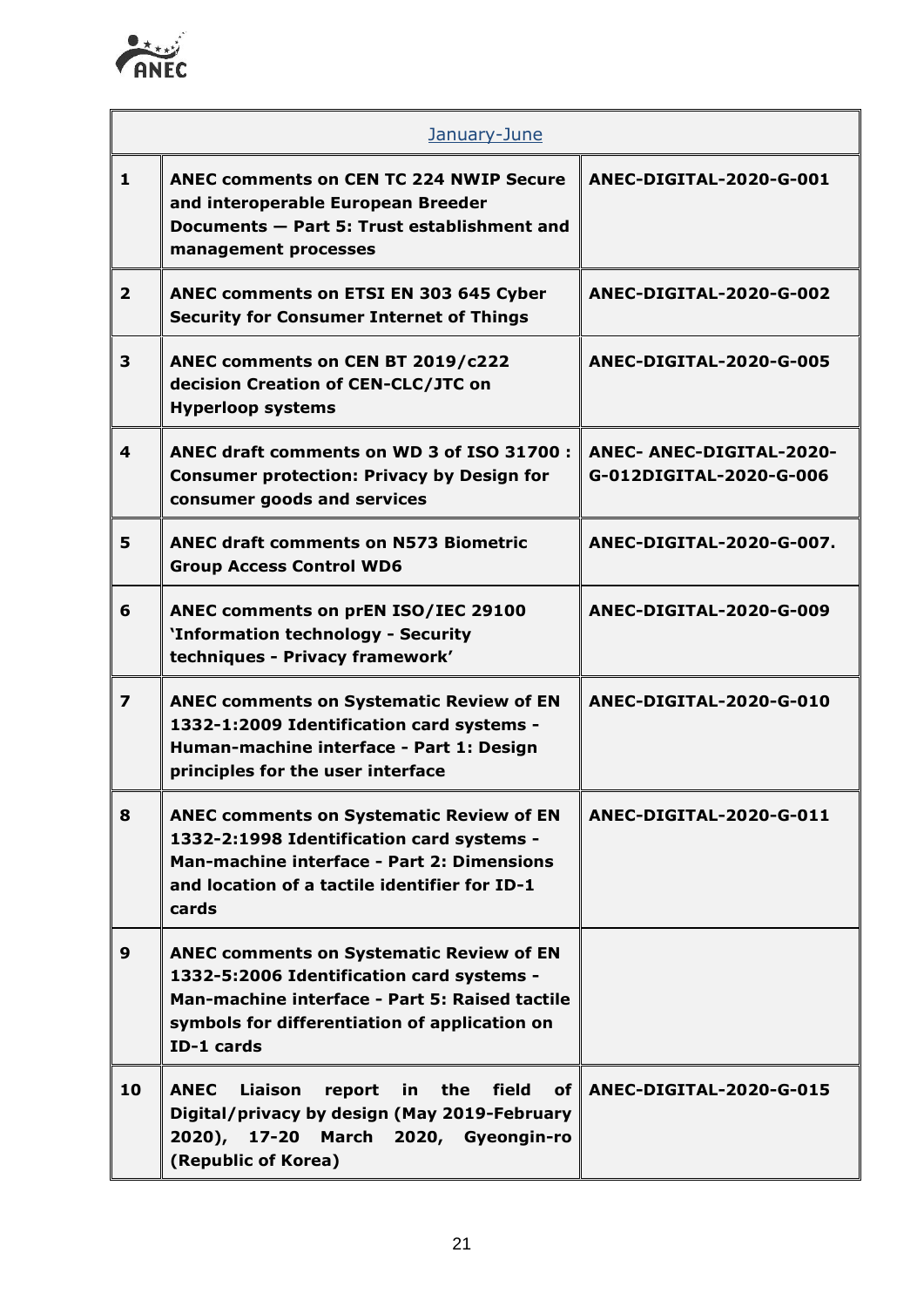| January-June | | |
|---|---|---|
| **1** | **ANEC comments on CEN TC 224 NWIP Secure and interoperable European Breeder Documents — Part 5: Trust establishment and management processes** | **ANEC-DIGITAL-2020-G-001** |
| **2** | **ANEC comments on ETSI EN 303 645 Cyber Security for Consumer Internet of Things** | **ANEC-DIGITAL-2020-G-002** |
| **3** | **ANEC comments on CEN BT 2019/c222 decision Creation of CEN-CLC/JTC on Hyperloop systems** | **ANEC-DIGITAL-2020-G-005** |
| **4** | **ANEC draft comments on WD 3 of ISO 31700 : Consumer protection: Privacy by Design for consumer goods and services** | **ANEC- ANEC-DIGITAL-2020-G-012DIGITAL-2020-G-006** |
| **5** | **ANEC draft comments on N573 Biometric Group Access Control WD6** | **ANEC-DIGITAL-2020-G-007.** |
| **6** | **ANEC comments on prEN ISO/IEC 29100 'Information technology - Security techniques - Privacy framework'** | **ANEC-DIGITAL-2020-G-009** |
| **7** | **ANEC comments on Systematic Review of EN 1332-1:2009 Identification card systems - Human-machine interface - Part 1: Design principles for the user interface** | **ANEC-DIGITAL-2020-G-010** |
| **8** | **ANEC comments on Systematic Review of EN 1332-2:1998 Identification card systems - Man-machine interface - Part 2: Dimensions and location of a tactile identifier for ID-1 cards** | **ANEC-DIGITAL-2020-G-011** |
| **9** | **ANEC comments on Systematic Review of EN 1332-5:2006 Identification card systems - Man-machine interface - Part 5: Raised tactile symbols for differentiation of application on ID-1 cards** | |
| **10** | **ANEC Liaison report in the field of Digital/privacy by design (May 2019-February 2020), 17-20 March 2020, Gyeongin-ro (Republic of Korea)** | **ANEC-DIGITAL-2020-G-015** |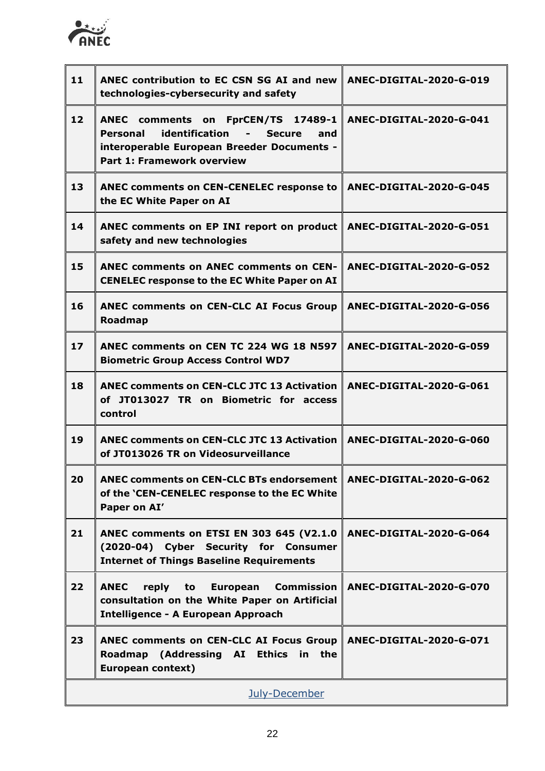| | | |
|---|---|---|
| **11** | **ANEC contribution to EC CSN SG AI and new technologies-cybersecurity and safety** | **ANEC-DIGITAL-2020-G-019** |
| **12** | **ANEC comments on FprCEN/TS 17489-1 Personal identification - Secure and interoperable European Breeder Documents - Part 1: Framework overview** | **ANEC-DIGITAL-2020-G-041** |
| **13** | **ANEC comments on CEN-CENELEC response to the EC White Paper on AI** | **ANEC-DIGITAL-2020-G-045** |
| **14** | **ANEC comments on EP INI report on product safety and new technologies** | **ANEC-DIGITAL-2020-G-051** |
| **15** | **ANEC comments on ANEC comments on CEN-CENELEC response to the EC White Paper on AI** | **ANEC-DIGITAL-2020-G-052** |
| **16** | **ANEC comments on CEN-CLC AI Focus Group Roadmap** | **ANEC-DIGITAL-2020-G-056** |
| **17** | **ANEC comments on CEN TC 224 WG 18 N597 Biometric Group Access Control WD7** | **ANEC-DIGITAL-2020-G-059** |
| **18** | **ANEC comments on CEN-CLC JTC 13 Activation of JT013027 TR on Biometric for access control** | **ANEC-DIGITAL-2020-G-061** |
| **19** | **ANEC comments on CEN-CLC JTC 13 Activation of JT013026 TR on Videosurveillance** | **ANEC-DIGITAL-2020-G-060** |
| **20** | **ANEC comments on CEN-CLC BTs endorsement of the 'CEN-CENELEC response to the EC White Paper on AI'** | **ANEC-DIGITAL-2020-G-062** |
| **21** | **ANEC comments on ETSI EN 303 645 (V2.1.0 (2020-04) Cyber Security for Consumer Internet of Things Baseline Requirements** | **ANEC-DIGITAL-2020-G-064** |
| **22** | **ANEC reply to European Commission consultation on the White Paper on Artificial Intelligence - A European Approach** | **ANEC-DIGITAL-2020-G-070** |
| **23** | **ANEC comments on CEN-CLC AI Focus Group Roadmap (Addressing AI Ethics in the European context)** | **ANEC-DIGITAL-2020-G-071** |
| | July-December | |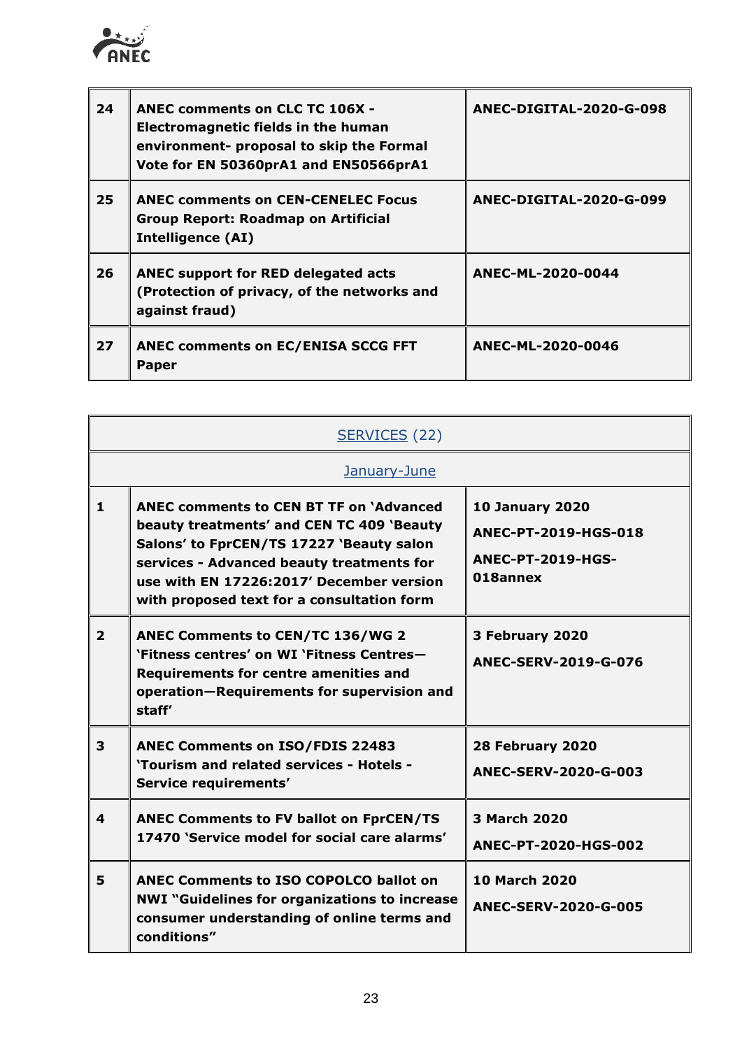| | | |
|---|---|---|
| **24** | **ANEC comments on CLC TC 106X - Electromagnetic fields in the human environment- proposal to skip the Formal Vote for EN 50360prA1 and EN50566prA1** | **ANEC-DIGITAL-2020-G-098** |
| **25** | **ANEC comments on CEN-CENELEC Focus Group Report: Roadmap on Artificial Intelligence (AI)** | **ANEC-DIGITAL-2020-G-099** |
| **26** | **ANEC support for RED delegated acts (Protection of privacy, of the networks and against fraud)** | **ANEC-ML-2020-0044** |
| **27** | **ANEC comments on EC/ENISA SCCG FFT Paper** | **ANEC-ML-2020-0046** |

| SERVICES (22) | | |
|---|---|---|
| January-June | | |
| **1** | **ANEC comments to CEN BT TF on 'Advanced beauty treatments' and CEN TC 409 'Beauty Salons' to FprCEN/TS 17227 'Beauty salon services - Advanced beauty treatments for use with EN 17226:2017' December version with proposed text for a consultation form** | **10 January 2020**<br>**ANEC-PT-2019-HGS-018**<br>**ANEC-PT-2019-HGS-018annex** |
| **2** | **ANEC Comments to CEN/TC 136/WG 2 'Fitness centres' on WI 'Fitness Centres—Requirements for centre amenities and operation—Requirements for supervision and staff'** | **3 February 2020**<br>**ANEC-SERV-2019-G-076** |
| **3** | **ANEC Comments on ISO/FDIS 22483 'Tourism and related services - Hotels - Service requirements'** | **28 February 2020**<br>**ANEC-SERV-2020-G-003** |
| **4** | **ANEC Comments to FV ballot on FprCEN/TS 17470 'Service model for social care alarms'** | **3 March 2020**<br>**ANEC-PT-2020-HGS-002** |
| **5** | **ANEC Comments to ISO COPOLCO ballot on NWI "Guidelines for organizations to increase consumer understanding of online terms and conditions"** | **10 March 2020**<br>**ANEC-SERV-2020-G-005** |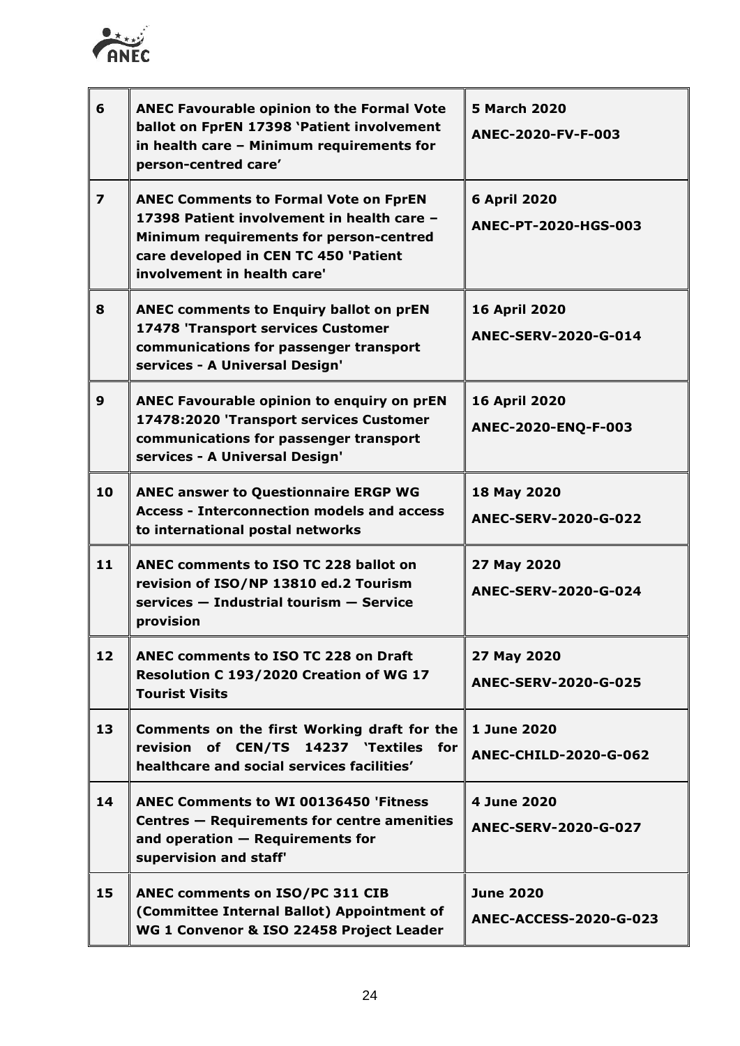| 6 | **ANEC Favourable opinion to the Formal Vote ballot on FprEN 17398 'Patient involvement in health care – Minimum requirements for person-centred care'** | **5 March 2020**<br>**ANEC-2020-FV-F-003** |
|---|---|---|
| **7** | **ANEC Comments to Formal Vote on FprEN 17398 Patient involvement in health care – Minimum requirements for person-centred care developed in CEN TC 450 'Patient involvement in health care'** | **6 April 2020**<br>**ANEC-PT-2020-HGS-003** |
| **8** | **ANEC comments to Enquiry ballot on prEN 17478 'Transport services Customer communications for passenger transport services - A Universal Design'** | **16 April 2020**<br>**ANEC-SERV-2020-G-014** |
| **9** | **ANEC Favourable opinion to enquiry on prEN 17478:2020 'Transport services Customer communications for passenger transport services - A Universal Design'** | **16 April 2020**<br>**ANEC-2020-ENQ-F-003** |
| **10** | **ANEC answer to Questionnaire ERGP WG Access - Interconnection models and access to international postal networks** | **18 May 2020**<br>**ANEC-SERV-2020-G-022** |
| **11** | **ANEC comments to ISO TC 228 ballot on revision of ISO/NP 13810 ed.2 Tourism services — Industrial tourism — Service provision** | **27 May 2020**<br>**ANEC-SERV-2020-G-024** |
| **12** | **ANEC comments to ISO TC 228 on Draft Resolution C 193/2020 Creation of WG 17 Tourist Visits** | **27 May 2020**<br>**ANEC-SERV-2020-G-025** |
| **13** | **Comments on the first Working draft for the revision of CEN/TS 14237 'Textiles for healthcare and social services facilities'** | **1 June 2020**<br>**ANEC-CHILD-2020-G-062** |
| **14** | **ANEC Comments to WI 00136450 'Fitness Centres — Requirements for centre amenities and operation — Requirements for supervision and staff'** | **4 June 2020**<br>**ANEC-SERV-2020-G-027** |
| **15** | **ANEC comments on ISO/PC 311 CIB (Committee Internal Ballot) Appointment of WG 1 Convenor & ISO 22458 Project Leader** | **June 2020**<br>**ANEC-ACCESS-2020-G-023** |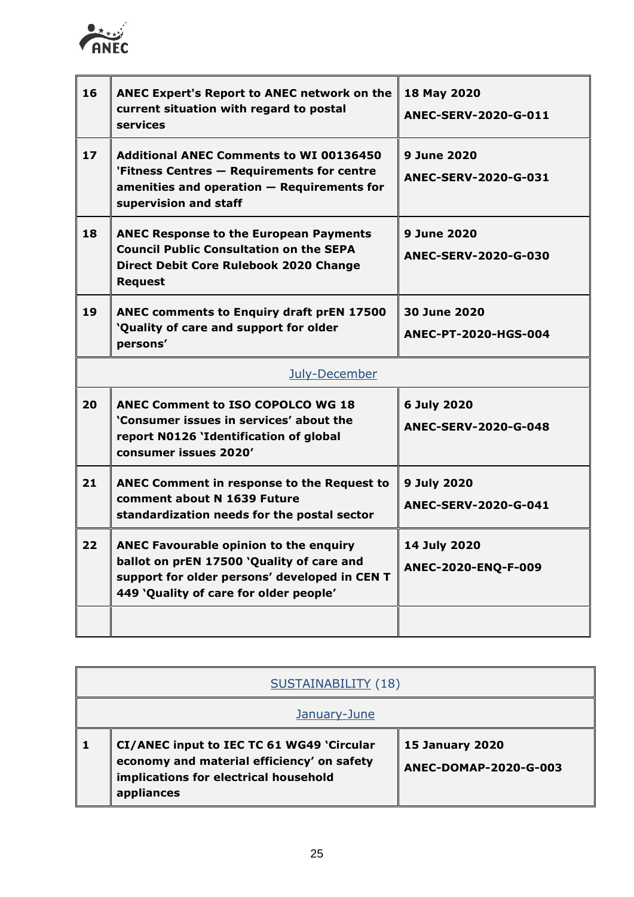| | | |
|---|---|---|
| **16** | **ANEC Expert's Report to ANEC network on the current situation with regard to postal services** | **18 May 2020**<br>**ANEC-SERV-2020-G-011** |
| **17** | **Additional ANEC Comments to WI 00136450 'Fitness Centres — Requirements for centre amenities and operation — Requirements for supervision and staff** | **9 June 2020**<br>**ANEC-SERV-2020-G-031** |
| **18** | **ANEC Response to the European Payments Council Public Consultation on the SEPA Direct Debit Core Rulebook 2020 Change Request** | **9 June 2020**<br>**ANEC-SERV-2020-G-030** |
| **19** | **ANEC comments to Enquiry draft prEN 17500 'Quality of care and support for older persons'** | **30 June 2020**<br>**ANEC-PT-2020-HGS-004** |
| | July-December | |
| **20** | **ANEC Comment to ISO COPOLCO WG 18 'Consumer issues in services' about the report N0126 'Identification of global consumer issues 2020'** | **6 July 2020**<br>**ANEC-SERV-2020-G-048** |
| **21** | **ANEC Comment in response to the Request to comment about N 1639 Future standardization needs for the postal sector** | **9 July 2020**<br>**ANEC-SERV-2020-G-041** |
| **22** | **ANEC Favourable opinion to the enquiry ballot on prEN 17500 'Quality of care and support for older persons' developed in CEN T 449 'Quality of care for older people'** | **14 July 2020**<br>**ANEC-2020-ENQ-F-009** |
| | | |

| SUSTAINABILITY (18) | | |
|---|---|---|
| | January-June | |
| **1** | **CI/ANEC input to IEC TC 61 WG49 'Circular economy and material efficiency' on safety implications for electrical household appliances** | **15 January 2020**<br>**ANEC-DOMAP-2020-G-003** |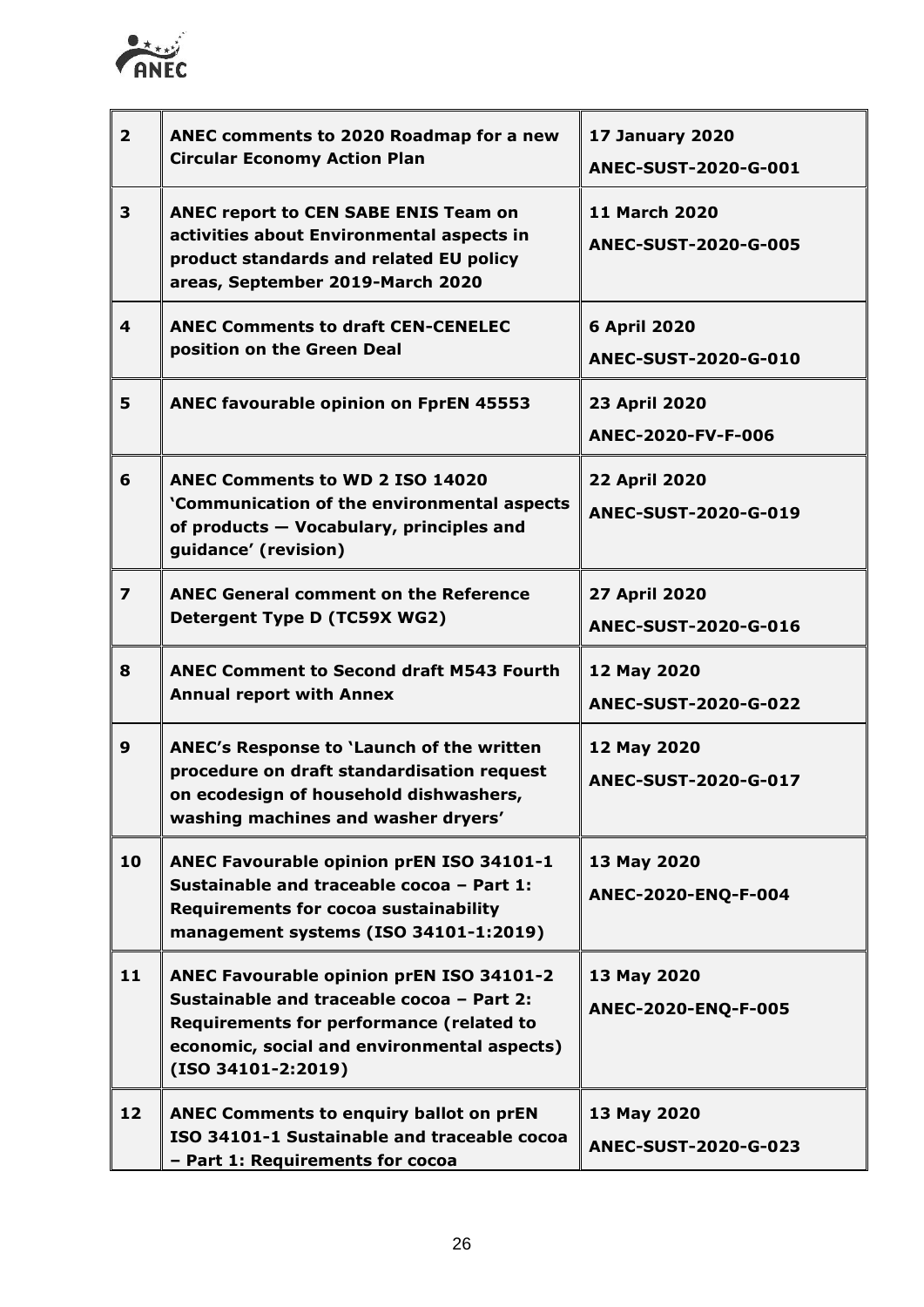| | | |
|---|---|---|
| **2** | **ANEC comments to 2020 Roadmap for a new Circular Economy Action Plan** | **17 January 2020**<br>**ANEC-SUST-2020-G-001** |
| **3** | **ANEC report to CEN SABE ENIS Team on activities about Environmental aspects in product standards and related EU policy areas, September 2019-March 2020** | **11 March 2020**<br>**ANEC-SUST-2020-G-005** |
| **4** | **ANEC Comments to draft CEN-CENELEC position on the Green Deal** | **6 April 2020**<br>**ANEC-SUST-2020-G-010** |
| **5** | **ANEC favourable opinion on FprEN 45553** | **23 April 2020**<br>**ANEC-2020-FV-F-006** |
| **6** | **ANEC Comments to WD 2 ISO 14020 'Communication of the environmental aspects of products — Vocabulary, principles and guidance' (revision)** | **22 April 2020**<br>**ANEC-SUST-2020-G-019** |
| **7** | **ANEC General comment on the Reference Detergent Type D (TC59X WG2)** | **27 April 2020**<br>**ANEC-SUST-2020-G-016** |
| **8** | **ANEC Comment to Second draft M543 Fourth Annual report with Annex** | **12 May 2020**<br>**ANEC-SUST-2020-G-022** |
| **9** | **ANEC's Response to 'Launch of the written procedure on draft standardisation request on ecodesign of household dishwashers, washing machines and washer dryers'** | **12 May 2020**<br>**ANEC-SUST-2020-G-017** |
| **10** | **ANEC Favourable opinion prEN ISO 34101-1 Sustainable and traceable cocoa – Part 1: Requirements for cocoa sustainability management systems (ISO 34101-1:2019)** | **13 May 2020**<br>**ANEC-2020-ENQ-F-004** |
| **11** | **ANEC Favourable opinion prEN ISO 34101-2 Sustainable and traceable cocoa – Part 2: Requirements for performance (related to economic, social and environmental aspects) (ISO 34101-2:2019)** | **13 May 2020**<br>**ANEC-2020-ENQ-F-005** |
| **12** | **ANEC Comments to enquiry ballot on prEN ISO 34101-1 Sustainable and traceable cocoa – Part 1: Requirements for cocoa** | **13 May 2020**<br>**ANEC-SUST-2020-G-023** |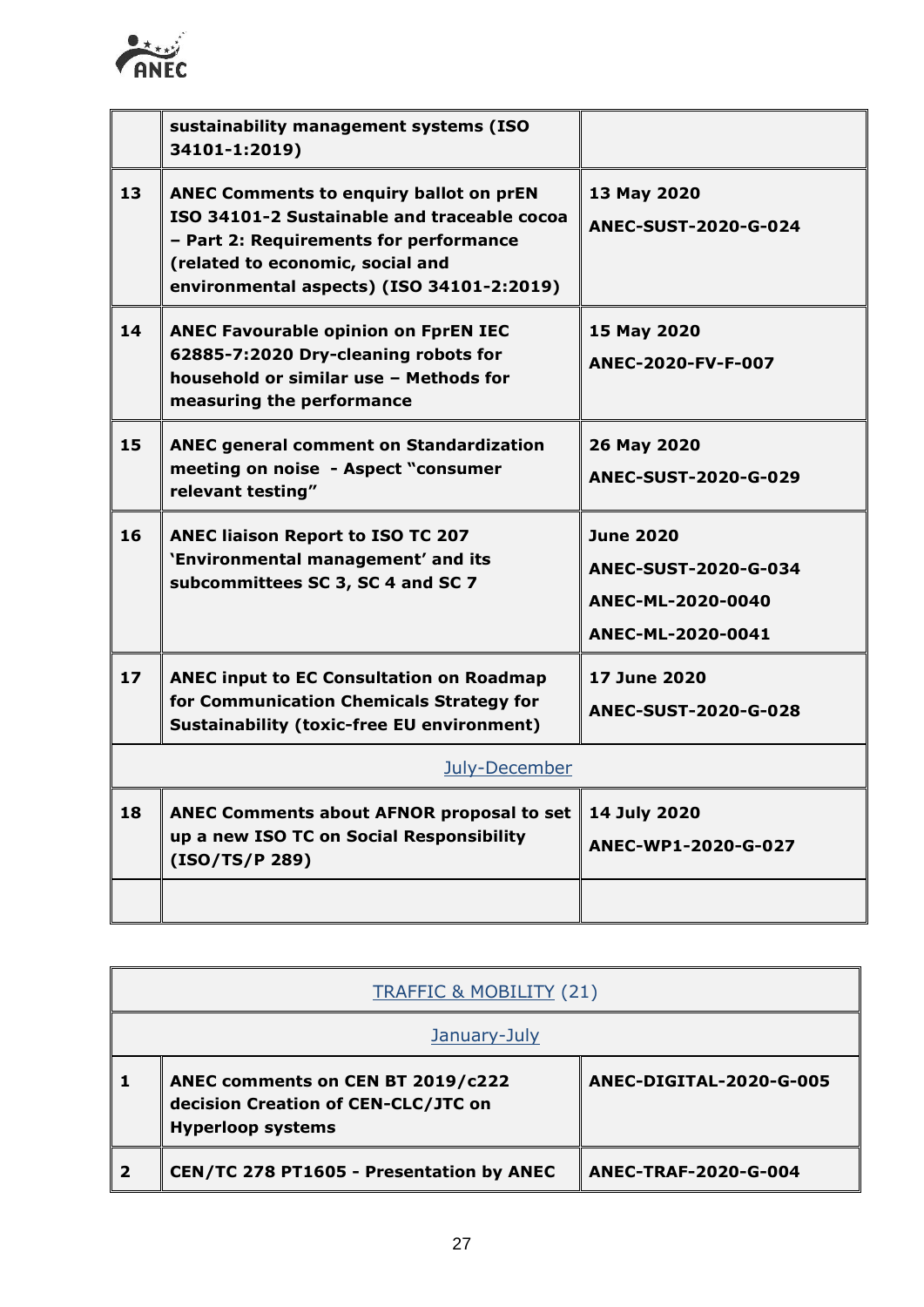| | | |
|---|---|---|
| | **sustainability management systems (ISO 34101-1:2019)** | |
| **13** | **ANEC Comments to enquiry ballot on prEN ISO 34101-2 Sustainable and traceable cocoa – Part 2: Requirements for performance (related to economic, social and environmental aspects) (ISO 34101-2:2019)** | **13 May 2020**<br>**ANEC-SUST-2020-G-024** |
| **14** | **ANEC Favourable opinion on FprEN IEC 62885-7:2020 Dry-cleaning robots for household or similar use – Methods for measuring the performance** | **15 May 2020**<br>**ANEC-2020-FV-F-007** |
| **15** | **ANEC general comment on Standardization meeting on noise - Aspect "consumer relevant testing"** | **26 May 2020**<br>**ANEC-SUST-2020-G-029** |
| **16** | **ANEC liaison Report to ISO TC 207 'Environmental management' and its subcommittees SC 3, SC 4 and SC 7** | **June 2020**<br>**ANEC-SUST-2020-G-034**<br>**ANEC-ML-2020-0040**<br>**ANEC-ML-2020-0041** |
| **17** | **ANEC input to EC Consultation on Roadmap for Communication Chemicals Strategy for Sustainability (toxic-free EU environment)** | **17 June 2020**<br>**ANEC-SUST-2020-G-028** |
| | July-December | |
| **18** | **ANEC Comments about AFNOR proposal to set up a new ISO TC on Social Responsibility (ISO/TS/P 289)** | **14 July 2020**<br>**ANEC-WP1-2020-G-027** |
| | | |

| | | |
|---|---|---|
| | TRAFFIC & MOBILITY (21) | |
| | January-July | |
| **1** | **ANEC comments on CEN BT 2019/c222 decision Creation of CEN-CLC/JTC on Hyperloop systems** | **ANEC-DIGITAL-2020-G-005** |
| **2** | **CEN/TC 278 PT1605 - Presentation by ANEC** | **ANEC-TRAF-2020-G-004** |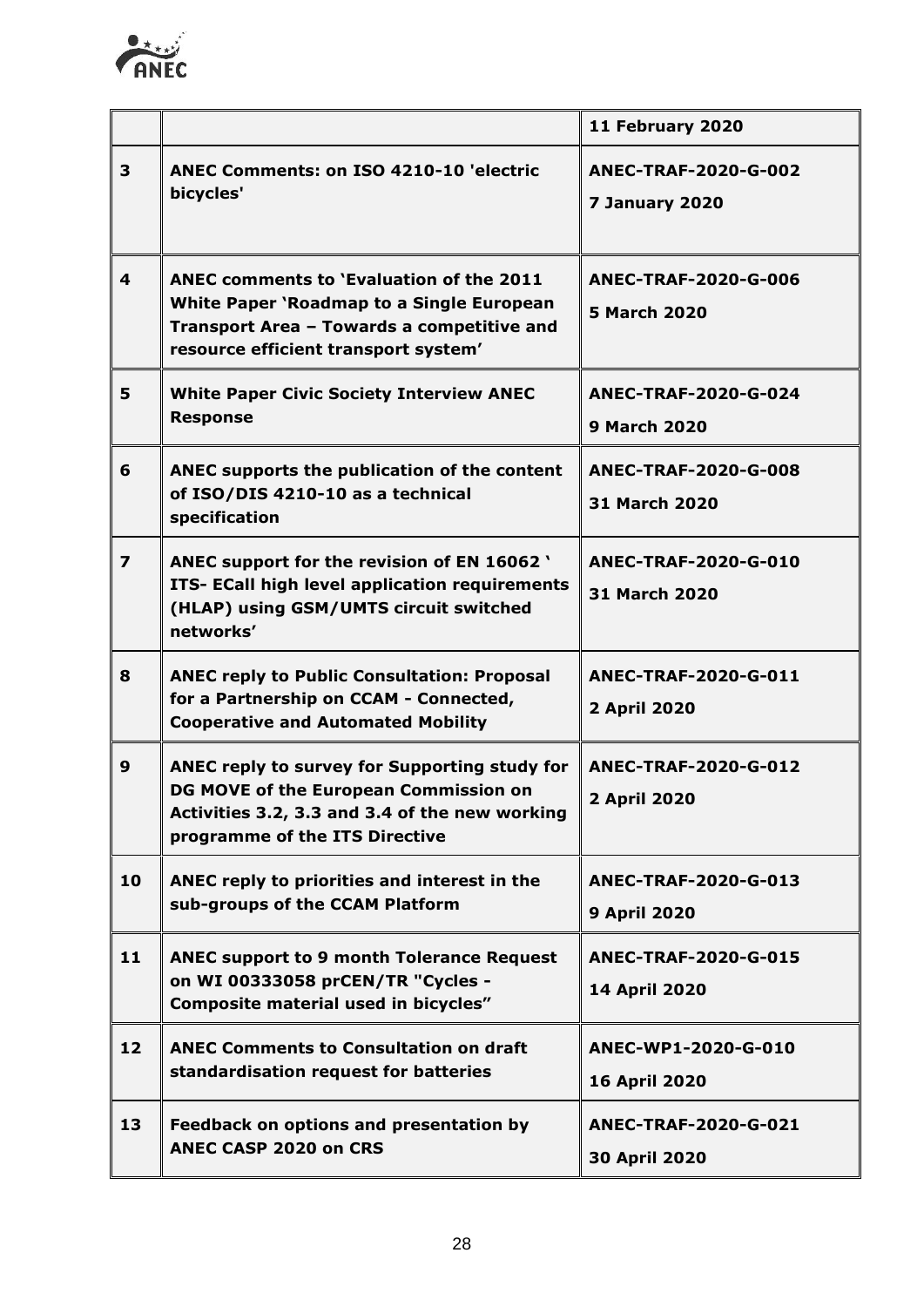| | | **11 February 2020** |
|---|---|---|
| **3** | **ANEC Comments: on ISO 4210-10 'electric bicycles'** | **ANEC-TRAF-2020-G-002**<br>**7 January 2020** |
| **4** | **ANEC comments to 'Evaluation of the 2011 White Paper 'Roadmap to a Single European Transport Area – Towards a competitive and resource efficient transport system'** | **ANEC-TRAF-2020-G-006**<br>**5 March 2020** |
| **5** | **White Paper Civic Society Interview ANEC Response** | **ANEC-TRAF-2020-G-024**<br>**9 March 2020** |
| **6** | **ANEC supports the publication of the content of ISO/DIS 4210-10 as a technical specification** | **ANEC-TRAF-2020-G-008**<br>**31 March 2020** |
| **7** | **ANEC support for the revision of EN 16062 ' ITS- ECall high level application requirements (HLAP) using GSM/UMTS circuit switched networks'** | **ANEC-TRAF-2020-G-010**<br>**31 March 2020** |
| **8** | **ANEC reply to Public Consultation: Proposal for a Partnership on CCAM - Connected, Cooperative and Automated Mobility** | **ANEC-TRAF-2020-G-011**<br>**2 April 2020** |
| **9** | **ANEC reply to survey for Supporting study for DG MOVE of the European Commission on Activities 3.2, 3.3 and 3.4 of the new working programme of the ITS Directive** | **ANEC-TRAF-2020-G-012**<br>**2 April 2020** |
| **10** | **ANEC reply to priorities and interest in the sub-groups of the CCAM Platform** | **ANEC-TRAF-2020-G-013**<br>**9 April 2020** |
| **11** | **ANEC support to 9 month Tolerance Request on WI 00333058 prCEN/TR "Cycles - Composite material used in bicycles"** | **ANEC-TRAF-2020-G-015**<br>**14 April 2020** |
| **12** | **ANEC Comments to Consultation on draft standardisation request for batteries** | **ANEC-WP1-2020-G-010**<br>**16 April 2020** |
| **13** | **Feedback on options and presentation by ANEC CASP 2020 on CRS** | **ANEC-TRAF-2020-G-021**<br>**30 April 2020** |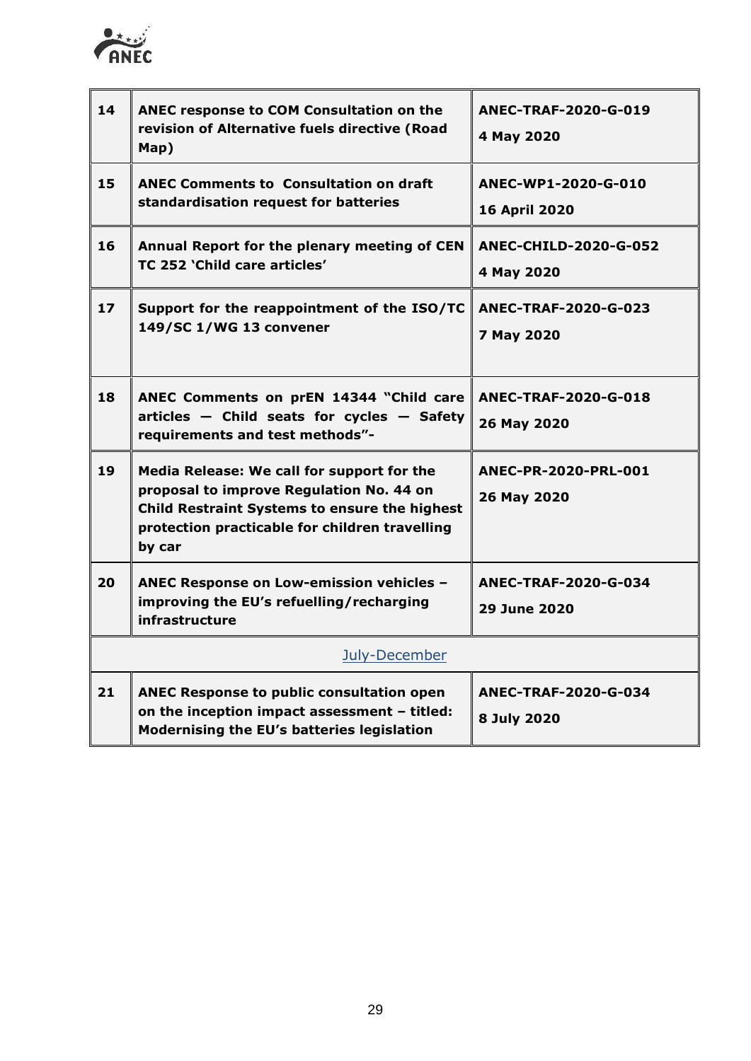| | | |
|---|---|---|
| **14** | **ANEC response to COM Consultation on the revision of Alternative fuels directive (Road Map)** | **ANEC-TRAF-2020-G-019**<br>**4 May 2020** |
| **15** | **ANEC Comments to Consultation on draft standardisation request for batteries** | **ANEC-WP1-2020-G-010**<br>**16 April 2020** |
| **16** | **Annual Report for the plenary meeting of CEN TC 252 'Child care articles'** | **ANEC-CHILD-2020-G-052**<br>**4 May 2020** |
| **17** | **Support for the reappointment of the ISO/TC 149/SC 1/WG 13 convener** | **ANEC-TRAF-2020-G-023**<br>**7 May 2020** |
| **18** | **ANEC Comments on prEN 14344 "Child care articles — Child seats for cycles — Safety requirements and test methods"-** | **ANEC-TRAF-2020-G-018**<br>**26 May 2020** |
| **19** | **Media Release: We call for support for the proposal to improve Regulation No. 44 on Child Restraint Systems to ensure the highest protection practicable for children travelling by car** | **ANEC-PR-2020-PRL-001**<br>**26 May 2020** |
| **20** | **ANEC Response on Low-emission vehicles – improving the EU's refuelling/recharging infrastructure** | **ANEC-TRAF-2020-G-034**<br>**29 June 2020** |
| | July-December | |
| **21** | **ANEC Response to public consultation open on the inception impact assessment – titled: Modernising the EU's batteries legislation** | **ANEC-TRAF-2020-G-034**<br>**8 July 2020** |